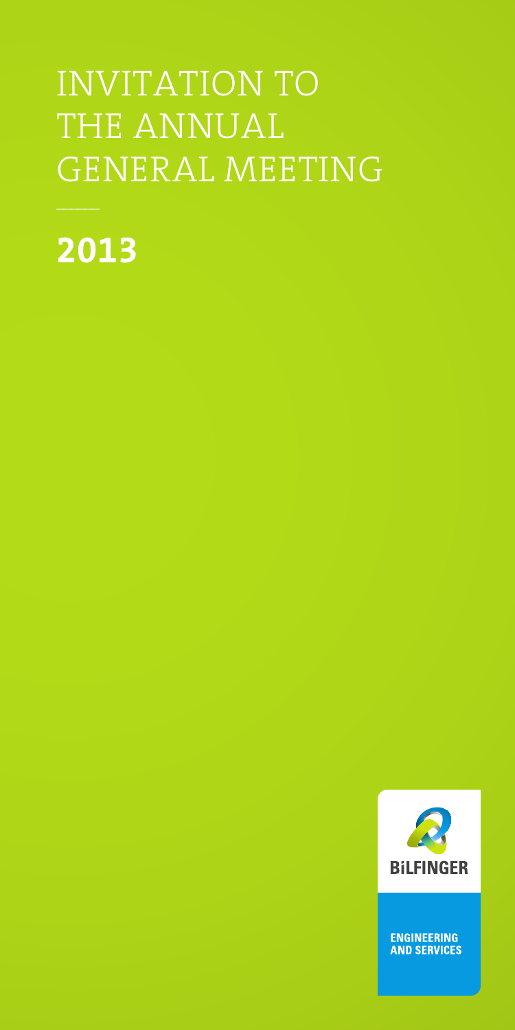# INVITATION TO THE ANNUAL GENERAL MEETING

## 2013

BiLFINGER

ENGINEERING AND SERVICES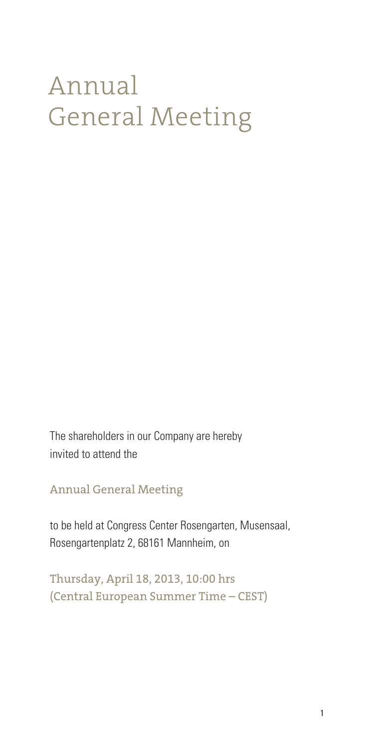# Annual General Meeting

The shareholders in our Company are hereby invited to attend the

## Annual General Meeting

to be held at Congress Center Rosengarten, Musensaal, Rosengartenplatz 2, 68161 Mannheim, on

**Thursday, April 18, 2013, 10:00 hrs (Central European Summer Time – CEST)**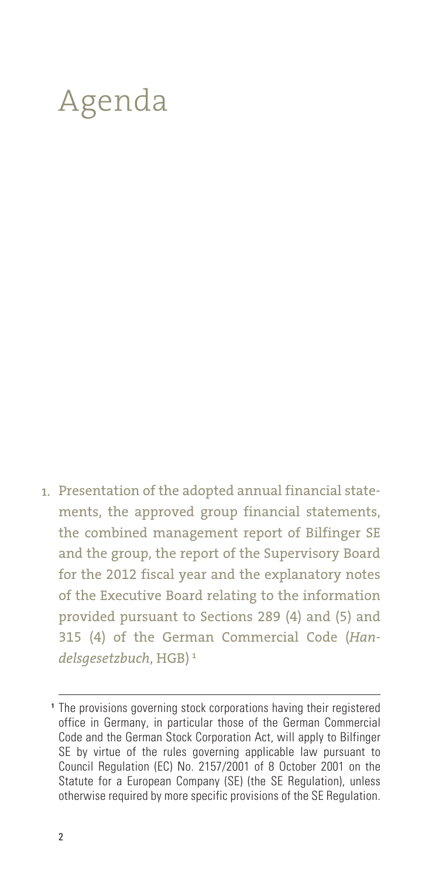# Agenda

1. Presentation of the adopted annual financial statements, the approved group financial statements, the combined management report of Bilfinger SE and the group, the report of the Supervisory Board for the 2012 fiscal year and the explanatory notes of the Executive Board relating to the information provided pursuant to Sections 289 (4) and (5) and 315 (4) of the German Commercial Code (*Handelsgesetzbuch*, HGB) [1]

---

[1] The provisions governing stock corporations having their registered office in Germany, in particular those of the German Commercial Code and the German Stock Corporation Act, will apply to Bilfinger SE by virtue of the rules governing applicable law pursuant to Council Regulation (EC) No. 2157/2001 of 8 October 2001 on the Statute for a European Company (SE) (the SE Regulation), unless otherwise required by more specific provisions of the SE Regulation.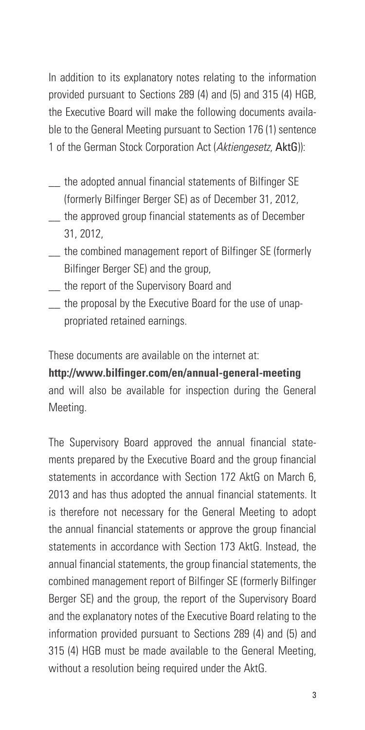In addition to its explanatory notes relating to the information provided pursuant to Sections 289 (4) and (5) and 315 (4) HGB, the Executive Board will make the following documents available to the General Meeting pursuant to Section 176 (1) sentence 1 of the German Stock Corporation Act (*Aktiengesetz*, AktG)):

- the adopted annual financial statements of Bilfinger SE (formerly Bilfinger Berger SE) as of December 31, 2012,
- the approved group financial statements as of December 31, 2012,
- the combined management report of Bilfinger SE (formerly Bilfinger Berger SE) and the group,
- the report of the Supervisory Board and
- the proposal by the Executive Board for the use of unappropriated retained earnings.

These documents are available on the internet at:
**http://www.bilfinger.com/en/annual-general-meeting**
and will also be available for inspection during the General Meeting.

The Supervisory Board approved the annual financial statements prepared by the Executive Board and the group financial statements in accordance with Section 172 AktG on March 6, 2013 and has thus adopted the annual financial statements. It is therefore not necessary for the General Meeting to adopt the annual financial statements or approve the group financial statements in accordance with Section 173 AktG. Instead, the annual financial statements, the group financial statements, the combined management report of Bilfinger SE (formerly Bilfinger Berger SE) and the group, the report of the Supervisory Board and the explanatory notes of the Executive Board relating to the information provided pursuant to Sections 289 (4) and (5) and 315 (4) HGB must be made available to the General Meeting, without a resolution being required under the AktG.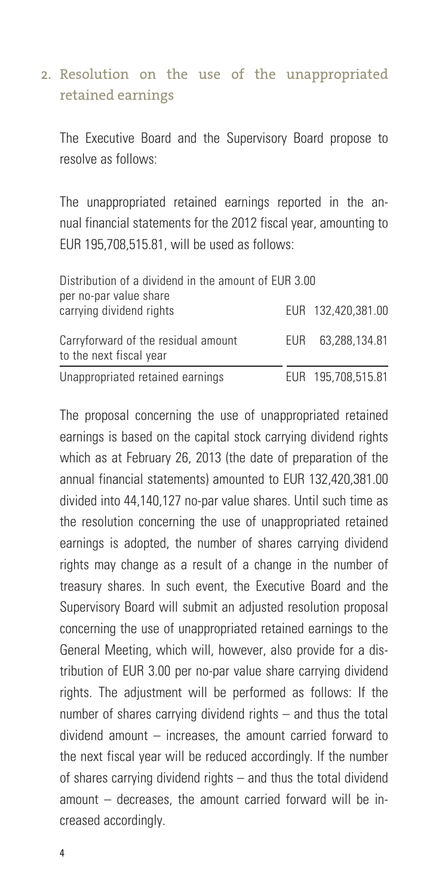## 2. Resolution on the use of the unappropriated retained earnings

The Executive Board and the Supervisory Board propose to resolve as follows:

The unappropriated retained earnings reported in the annual financial statements for the 2012 fiscal year, amounting to EUR 195,708,515.81, will be used as follows:

| | |
|---|---|
| Distribution of a dividend in the amount of EUR 3.00 per no-par value share carrying dividend rights | EUR 132,420,381.00 |
| Carryforward of the residual amount to the next fiscal year | EUR 63,288,134.81 |
| Unappropriated retained earnings | EUR 195,708,515.81 |

The proposal concerning the use of unappropriated retained earnings is based on the capital stock carrying dividend rights which as at February 26, 2013 (the date of preparation of the annual financial statements) amounted to EUR 132,420,381.00 divided into 44,140,127 no-par value shares. Until such time as the resolution concerning the use of unappropriated retained earnings is adopted, the number of shares carrying dividend rights may change as a result of a change in the number of treasury shares. In such event, the Executive Board and the Supervisory Board will submit an adjusted resolution proposal concerning the use of unappropriated retained earnings to the General Meeting, which will, however, also provide for a distribution of EUR 3.00 per no-par value share carrying dividend rights. The adjustment will be performed as follows: If the number of shares carrying dividend rights – and thus the total dividend amount – increases, the amount carried forward to the next fiscal year will be reduced accordingly. If the number of shares carrying dividend rights – and thus the total dividend amount – decreases, the amount carried forward will be increased accordingly.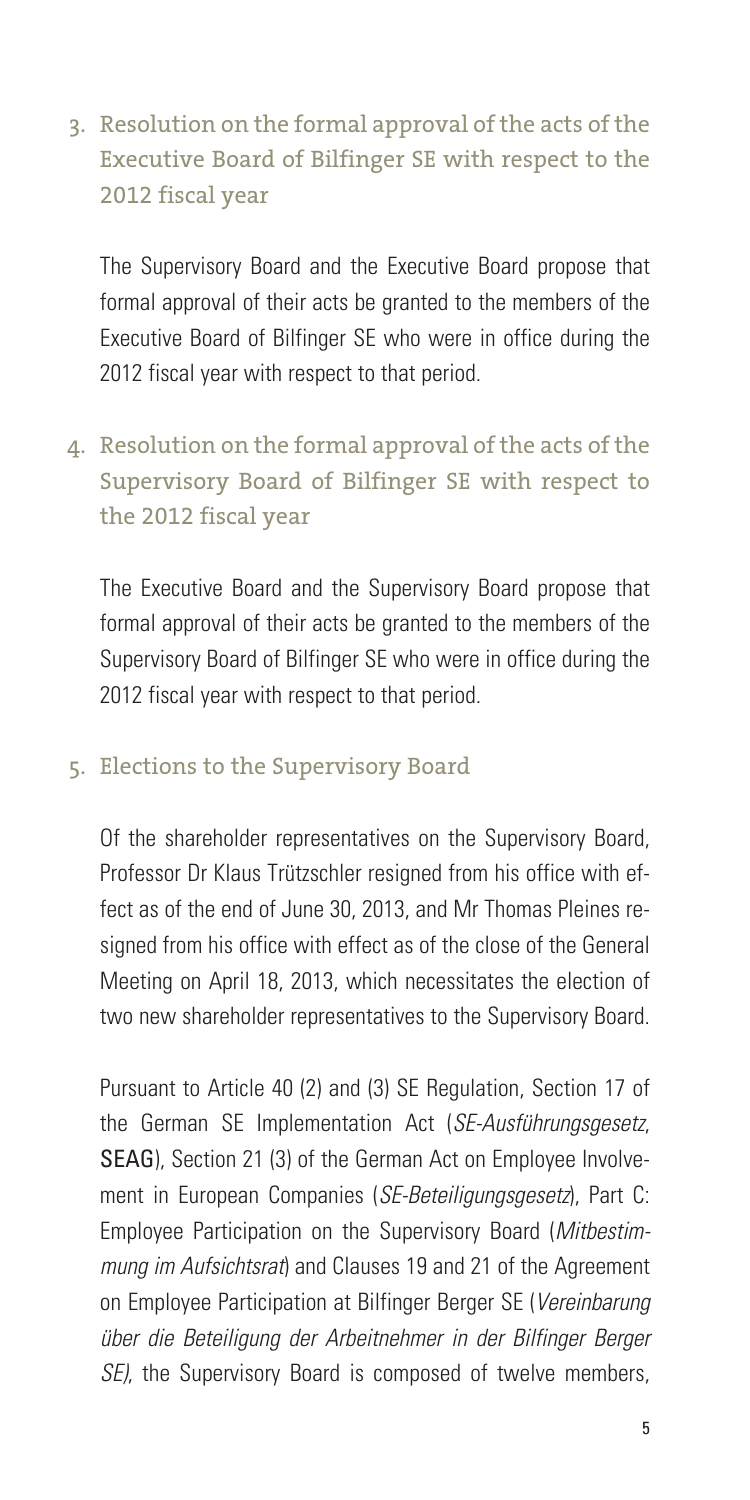## 3. Resolution on the formal approval of the acts of the Executive Board of Bilfinger SE with respect to the 2012 fiscal year

The Supervisory Board and the Executive Board propose that formal approval of their acts be granted to the members of the Executive Board of Bilfinger SE who were in office during the 2012 fiscal year with respect to that period.

## 4. Resolution on the formal approval of the acts of the Supervisory Board of Bilfinger SE with respect to the 2012 fiscal year

The Executive Board and the Supervisory Board propose that formal approval of their acts be granted to the members of the Supervisory Board of Bilfinger SE who were in office during the 2012 fiscal year with respect to that period.

## 5. Elections to the Supervisory Board

Of the shareholder representatives on the Supervisory Board, Professor Dr Klaus Trützschler resigned from his office with effect as of the end of June 30, 2013, and Mr Thomas Pleines resigned from his office with effect as of the close of the General Meeting on April 18, 2013, which necessitates the election of two new shareholder representatives to the Supervisory Board.

Pursuant to Article 40 (2) and (3) SE Regulation, Section 17 of the German SE Implementation Act (*SE-Ausführungsgesetz*, **SEAG**), Section 21 (3) of the German Act on Employee Involvement in European Companies (*SE-Beteiligungsgesetz*), Part C: Employee Participation on the Supervisory Board (*Mitbestimmung im Aufsichtsrat*) and Clauses 19 and 21 of the Agreement on Employee Participation at Bilfinger Berger SE (*Vereinbarung über die Beteiligung der Arbeitnehmer in der Bilfinger Berger SE)*, the Supervisory Board is composed of twelve members,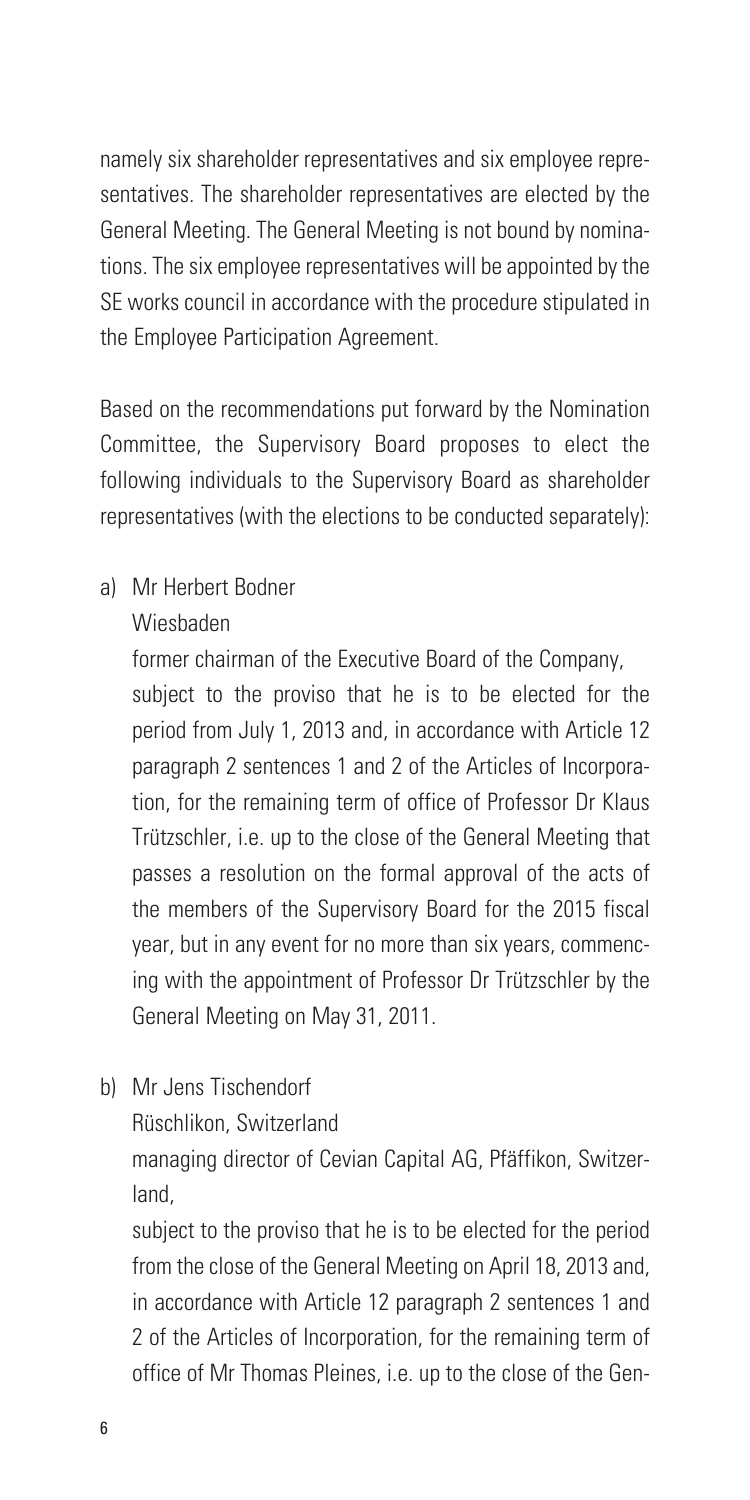namely six shareholder representatives and six employee representatives. The shareholder representatives are elected by the General Meeting. The General Meeting is not bound by nominations. The six employee representatives will be appointed by the SE works council in accordance with the procedure stipulated in the Employee Participation Agreement.

Based on the recommendations put forward by the Nomination Committee, the Supervisory Board proposes to elect the following individuals to the Supervisory Board as shareholder representatives (with the elections to be conducted separately):

a) Mr Herbert Bodner

   Wiesbaden

   former chairman of the Executive Board of the Company,

   subject to the proviso that he is to be elected for the period from July 1, 2013 and, in accordance with Article 12 paragraph 2 sentences 1 and 2 of the Articles of Incorporation, for the remaining term of office of Professor Dr Klaus Trützschler, i.e. up to the close of the General Meeting that passes a resolution on the formal approval of the acts of the members of the Supervisory Board for the 2015 fiscal year, but in any event for no more than six years, commencing with the appointment of Professor Dr Trützschler by the General Meeting on May 31, 2011.

b) Mr Jens Tischendorf

   Rüschlikon, Switzerland

   managing director of Cevian Capital AG, Pfäffikon, Switzerland,

   subject to the proviso that he is to be elected for the period from the close of the General Meeting on April 18, 2013 and, in accordance with Article 12 paragraph 2 sentences 1 and 2 of the Articles of Incorporation, for the remaining term of office of Mr Thomas Pleines, i.e. up to the close of the Gen-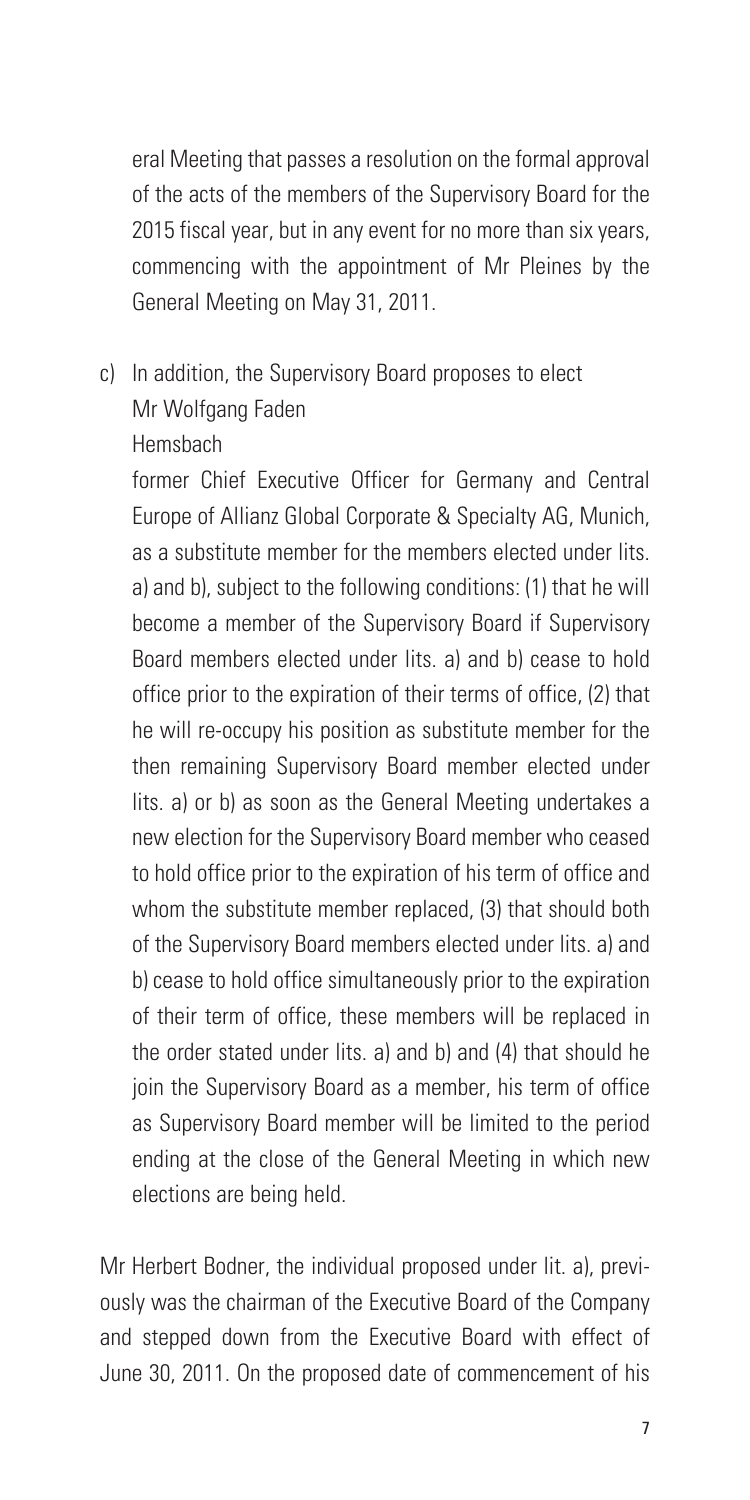eral Meeting that passes a resolution on the formal approval of the acts of the members of the Supervisory Board for the 2015 fiscal year, but in any event for no more than six years, commencing with the appointment of Mr Pleines by the General Meeting on May 31, 2011.

c) In addition, the Supervisory Board proposes to elect
   Mr Wolfgang Faden
   Hemsbach

   former Chief Executive Officer for Germany and Central Europe of Allianz Global Corporate & Specialty AG, Munich, as a substitute member for the members elected under lits. a) and b), subject to the following conditions: (1) that he will become a member of the Supervisory Board if Supervisory Board members elected under lits. a) and b) cease to hold office prior to the expiration of their terms of office, (2) that he will re-occupy his position as substitute member for the then remaining Supervisory Board member elected under lits. a) or b) as soon as the General Meeting undertakes a new election for the Supervisory Board member who ceased to hold office prior to the expiration of his term of office and whom the substitute member replaced, (3) that should both of the Supervisory Board members elected under lits. a) and b) cease to hold office simultaneously prior to the expiration of their term of office, these members will be replaced in the order stated under lits. a) and b) and (4) that should he join the Supervisory Board as a member, his term of office as Supervisory Board member will be limited to the period ending at the close of the General Meeting in which new elections are being held.

Mr Herbert Bodner, the individual proposed under lit. a), previously was the chairman of the Executive Board of the Company and stepped down from the Executive Board with effect of June 30, 2011. On the proposed date of commencement of his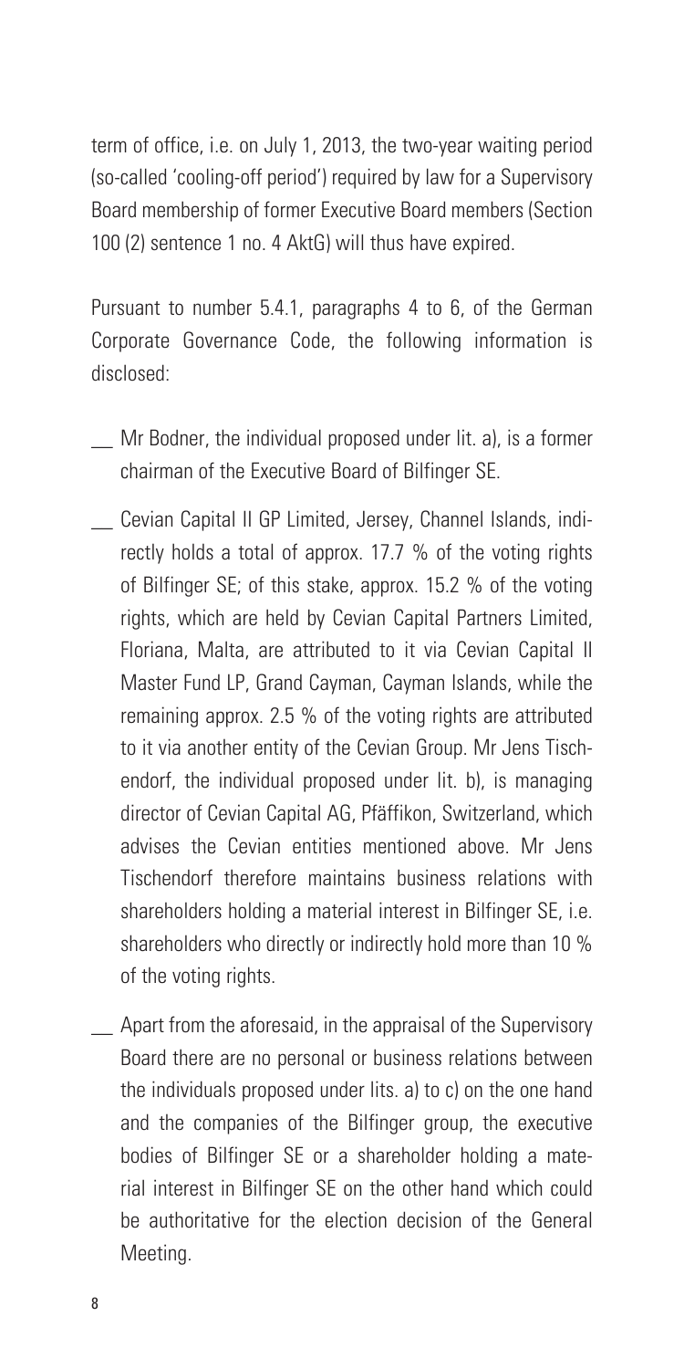term of office, i.e. on July 1, 2013, the two-year waiting period (so-called 'cooling-off period') required by law for a Supervisory Board membership of former Executive Board members (Section 100 (2) sentence 1 no. 4 AktG) will thus have expired.

Pursuant to number 5.4.1, paragraphs 4 to 6, of the German Corporate Governance Code, the following information is disclosed:

- Mr Bodner, the individual proposed under lit. a), is a former chairman of the Executive Board of Bilfinger SE.
- Cevian Capital II GP Limited, Jersey, Channel Islands, indirectly holds a total of approx. 17.7 % of the voting rights of Bilfinger SE; of this stake, approx. 15.2 % of the voting rights, which are held by Cevian Capital Partners Limited, Floriana, Malta, are attributed to it via Cevian Capital II Master Fund LP, Grand Cayman, Cayman Islands, while the remaining approx. 2.5 % of the voting rights are attributed to it via another entity of the Cevian Group. Mr Jens Tischendorf, the individual proposed under lit. b), is managing director of Cevian Capital AG, Pfäffikon, Switzerland, which advises the Cevian entities mentioned above. Mr Jens Tischendorf therefore maintains business relations with shareholders holding a material interest in Bilfinger SE, i.e. shareholders who directly or indirectly hold more than 10 % of the voting rights.
- Apart from the aforesaid, in the appraisal of the Supervisory Board there are no personal or business relations between the individuals proposed under lits. a) to c) on the one hand and the companies of the Bilfinger group, the executive bodies of Bilfinger SE or a shareholder holding a material interest in Bilfinger SE on the other hand which could be authoritative for the election decision of the General Meeting.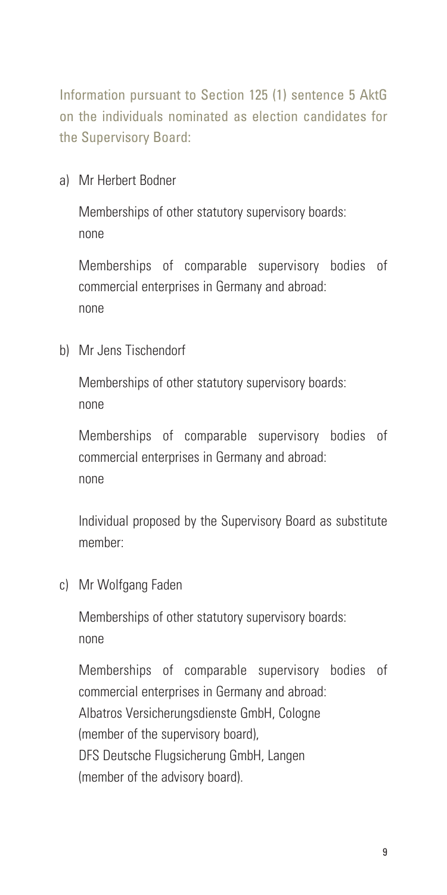Information pursuant to Section 125 (1) sentence 5 AktG on the individuals nominated as election candidates for the Supervisory Board:

a) Mr Herbert Bodner

   Memberships of other statutory supervisory boards:
   none

   Memberships of comparable supervisory bodies of commercial enterprises in Germany and abroad:
   none

b) Mr Jens Tischendorf

   Memberships of other statutory supervisory boards:
   none

   Memberships of comparable supervisory bodies of commercial enterprises in Germany and abroad:
   none

   Individual proposed by the Supervisory Board as substitute member:

c) Mr Wolfgang Faden

   Memberships of other statutory supervisory boards:
   none

   Memberships of comparable supervisory bodies of commercial enterprises in Germany and abroad:
   Albatros Versicherungsdienste GmbH, Cologne
   (member of the supervisory board),
   DFS Deutsche Flugsicherung GmbH, Langen
   (member of the advisory board).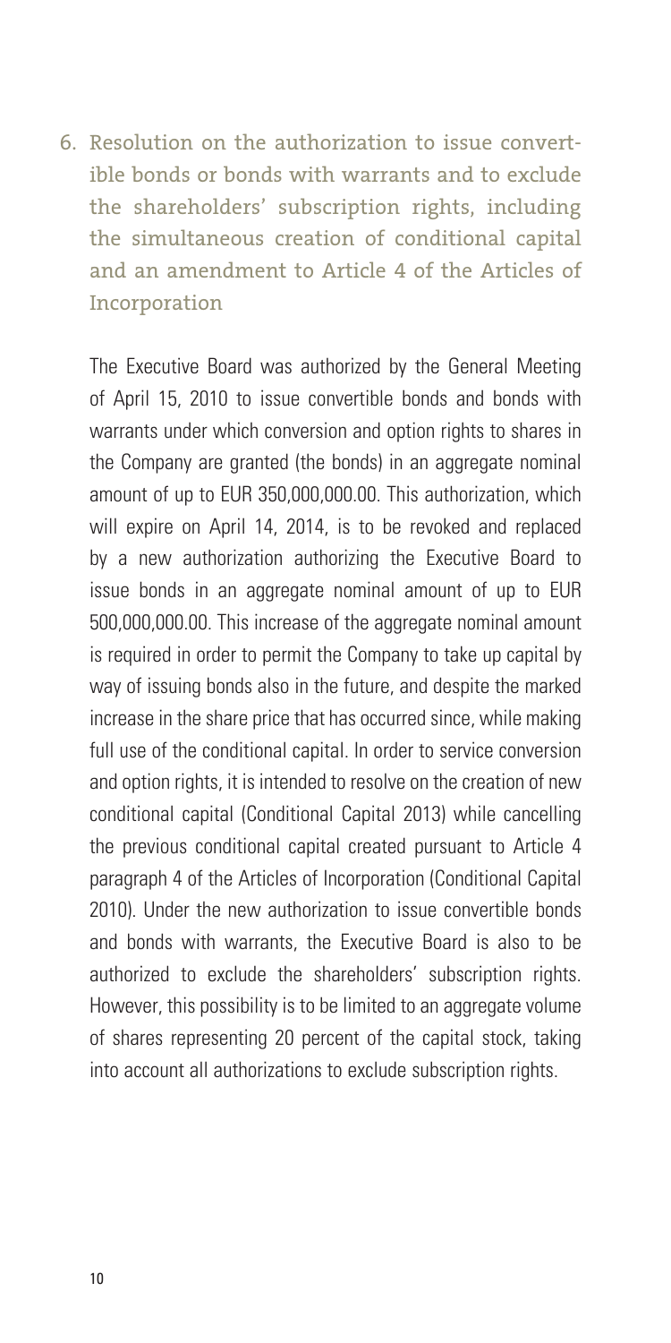## 6. Resolution on the authorization to issue convertible bonds or bonds with warrants and to exclude the shareholders' subscription rights, including the simultaneous creation of conditional capital and an amendment to Article 4 of the Articles of Incorporation

The Executive Board was authorized by the General Meeting of April 15, 2010 to issue convertible bonds and bonds with warrants under which conversion and option rights to shares in the Company are granted (the bonds) in an aggregate nominal amount of up to EUR 350,000,000.00. This authorization, which will expire on April 14, 2014, is to be revoked and replaced by a new authorization authorizing the Executive Board to issue bonds in an aggregate nominal amount of up to EUR 500,000,000.00. This increase of the aggregate nominal amount is required in order to permit the Company to take up capital by way of issuing bonds also in the future, and despite the marked increase in the share price that has occurred since, while making full use of the conditional capital. In order to service conversion and option rights, it is intended to resolve on the creation of new conditional capital (Conditional Capital 2013) while cancelling the previous conditional capital created pursuant to Article 4 paragraph 4 of the Articles of Incorporation (Conditional Capital 2010). Under the new authorization to issue convertible bonds and bonds with warrants, the Executive Board is also to be authorized to exclude the shareholders' subscription rights. However, this possibility is to be limited to an aggregate volume of shares representing 20 percent of the capital stock, taking into account all authorizations to exclude subscription rights.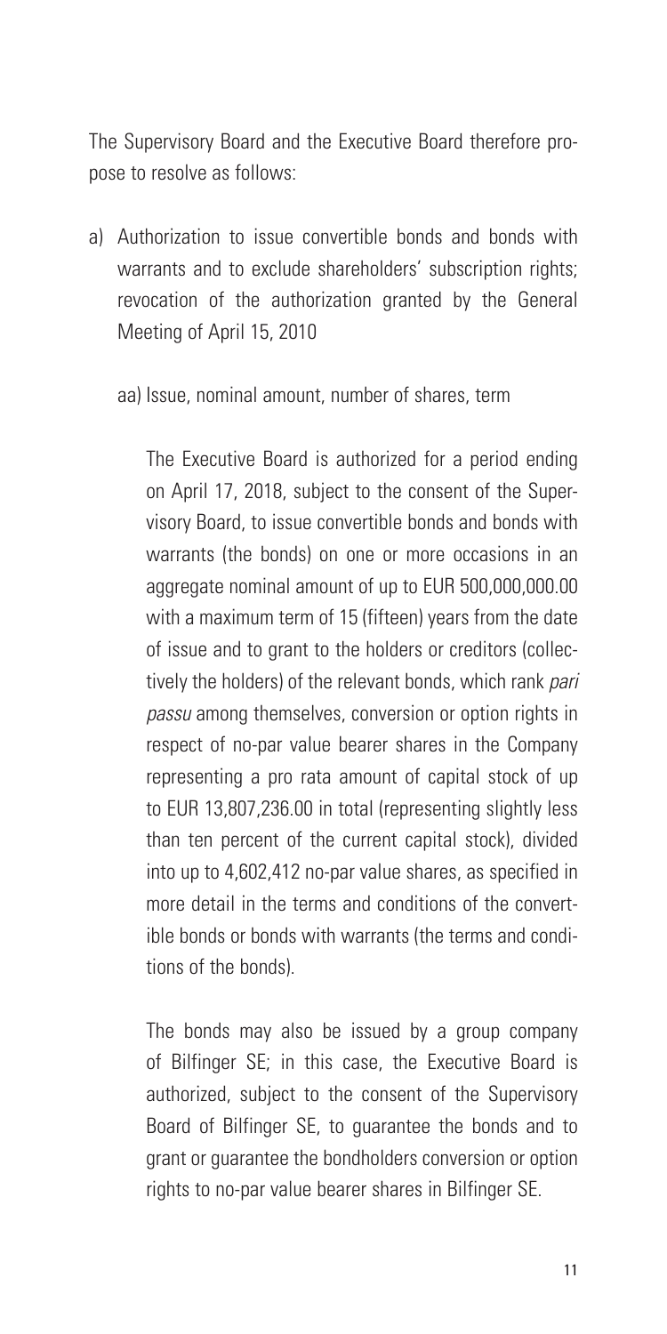The Supervisory Board and the Executive Board therefore propose to resolve as follows:

a) Authorization to issue convertible bonds and bonds with warrants and to exclude shareholders' subscription rights; revocation of the authorization granted by the General Meeting of April 15, 2010

   aa) Issue, nominal amount, number of shares, term

   The Executive Board is authorized for a period ending on April 17, 2018, subject to the consent of the Supervisory Board, to issue convertible bonds and bonds with warrants (the bonds) on one or more occasions in an aggregate nominal amount of up to EUR 500,000,000.00 with a maximum term of 15 (fifteen) years from the date of issue and to grant to the holders or creditors (collectively the holders) of the relevant bonds, which rank *pari passu* among themselves, conversion or option rights in respect of no-par value bearer shares in the Company representing a pro rata amount of capital stock of up to EUR 13,807,236.00 in total (representing slightly less than ten percent of the current capital stock), divided into up to 4,602,412 no-par value shares, as specified in more detail in the terms and conditions of the convertible bonds or bonds with warrants (the terms and conditions of the bonds).

   The bonds may also be issued by a group company of Bilfinger SE; in this case, the Executive Board is authorized, subject to the consent of the Supervisory Board of Bilfinger SE, to guarantee the bonds and to grant or guarantee the bondholders conversion or option rights to no-par value bearer shares in Bilfinger SE.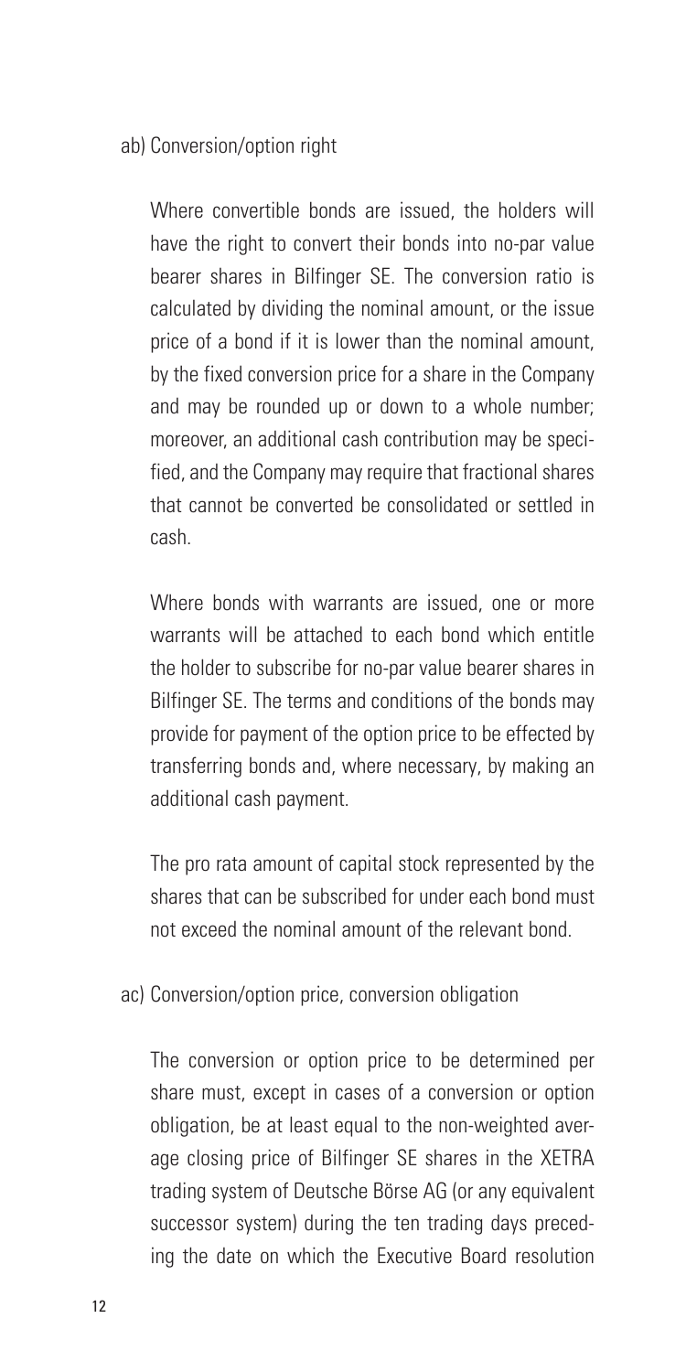ab) Conversion/option right

Where convertible bonds are issued, the holders will have the right to convert their bonds into no-par value bearer shares in Bilfinger SE. The conversion ratio is calculated by dividing the nominal amount, or the issue price of a bond if it is lower than the nominal amount, by the fixed conversion price for a share in the Company and may be rounded up or down to a whole number; moreover, an additional cash contribution may be specified, and the Company may require that fractional shares that cannot be converted be consolidated or settled in cash.

Where bonds with warrants are issued, one or more warrants will be attached to each bond which entitle the holder to subscribe for no-par value bearer shares in Bilfinger SE. The terms and conditions of the bonds may provide for payment of the option price to be effected by transferring bonds and, where necessary, by making an additional cash payment.

The pro rata amount of capital stock represented by the shares that can be subscribed for under each bond must not exceed the nominal amount of the relevant bond.

ac) Conversion/option price, conversion obligation

The conversion or option price to be determined per share must, except in cases of a conversion or option obligation, be at least equal to the non-weighted average closing price of Bilfinger SE shares in the XETRA trading system of Deutsche Börse AG (or any equivalent successor system) during the ten trading days preceding the date on which the Executive Board resolution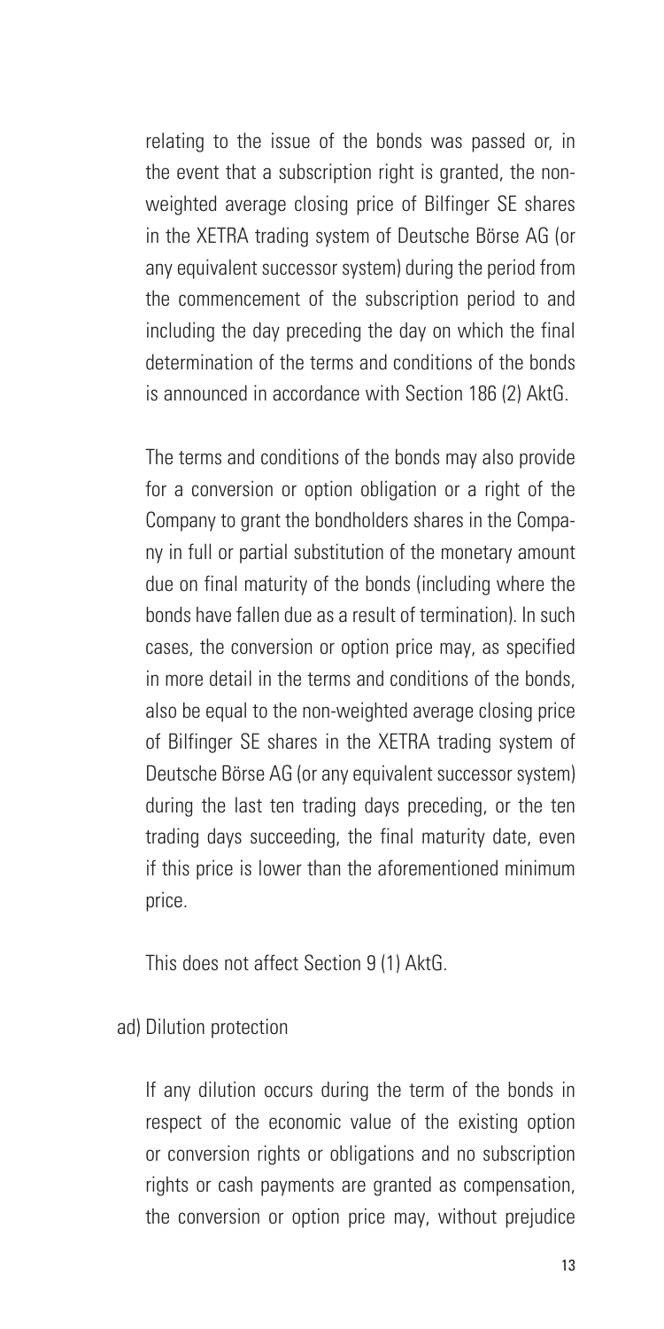relating to the issue of the bonds was passed or, in the event that a subscription right is granted, the non-weighted average closing price of Bilfinger SE shares in the XETRA trading system of Deutsche Börse AG (or any equivalent successor system) during the period from the commencement of the subscription period to and including the day preceding the day on which the final determination of the terms and conditions of the bonds is announced in accordance with Section 186 (2) AktG.

The terms and conditions of the bonds may also provide for a conversion or option obligation or a right of the Company to grant the bondholders shares in the Company in full or partial substitution of the monetary amount due on final maturity of the bonds (including where the bonds have fallen due as a result of termination). In such cases, the conversion or option price may, as specified in more detail in the terms and conditions of the bonds, also be equal to the non-weighted average closing price of Bilfinger SE shares in the XETRA trading system of Deutsche Börse AG (or any equivalent successor system) during the last ten trading days preceding, or the ten trading days succeeding, the final maturity date, even if this price is lower than the aforementioned minimum price.

This does not affect Section 9 (1) AktG.

ad) Dilution protection

If any dilution occurs during the term of the bonds in respect of the economic value of the existing option or conversion rights or obligations and no subscription rights or cash payments are granted as compensation, the conversion or option price may, without prejudice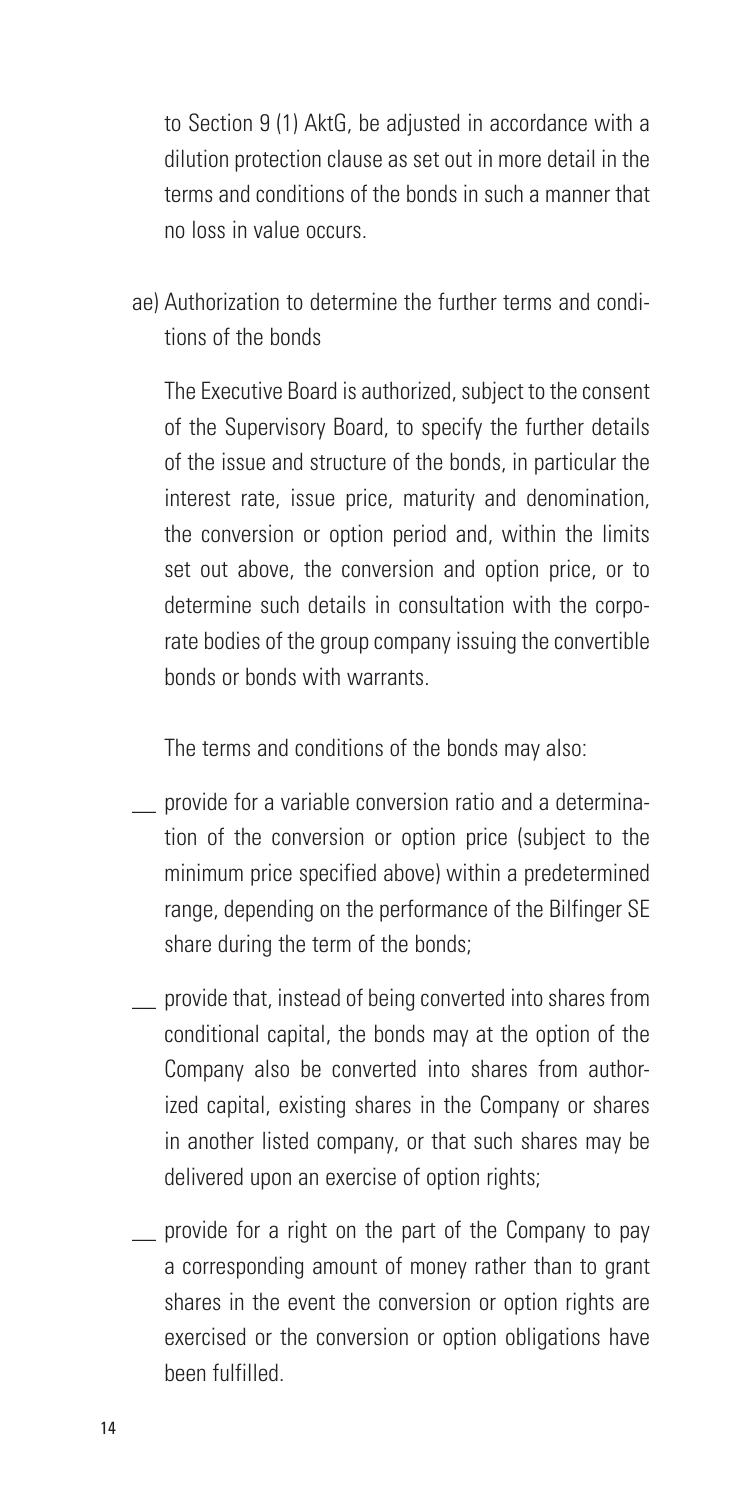to Section 9 (1) AktG, be adjusted in accordance with a dilution protection clause as set out in more detail in the terms and conditions of the bonds in such a manner that no loss in value occurs.

ae) Authorization to determine the further terms and conditions of the bonds

The Executive Board is authorized, subject to the consent of the Supervisory Board, to specify the further details of the issue and structure of the bonds, in particular the interest rate, issue price, maturity and denomination, the conversion or option period and, within the limits set out above, the conversion and option price, or to determine such details in consultation with the corporate bodies of the group company issuing the convertible bonds or bonds with warrants.

The terms and conditions of the bonds may also:

- provide for a variable conversion ratio and a determination of the conversion or option price (subject to the minimum price specified above) within a predetermined range, depending on the performance of the Bilfinger SE share during the term of the bonds;
- provide that, instead of being converted into shares from conditional capital, the bonds may at the option of the Company also be converted into shares from authorized capital, existing shares in the Company or shares in another listed company, or that such shares may be delivered upon an exercise of option rights;
- provide for a right on the part of the Company to pay a corresponding amount of money rather than to grant shares in the event the conversion or option rights are exercised or the conversion or option obligations have been fulfilled.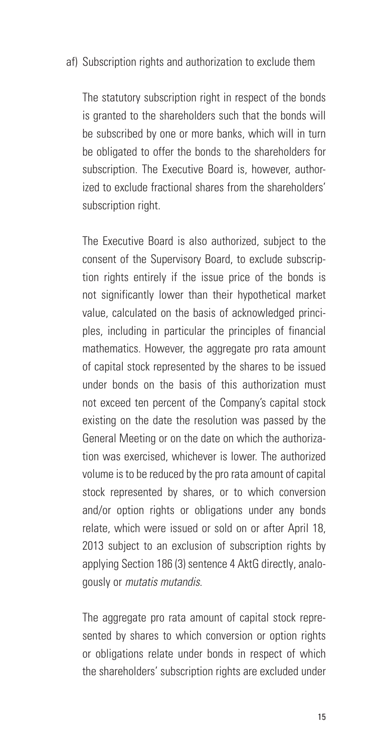af) Subscription rights and authorization to exclude them

The statutory subscription right in respect of the bonds is granted to the shareholders such that the bonds will be subscribed by one or more banks, which will in turn be obligated to offer the bonds to the shareholders for subscription. The Executive Board is, however, authorized to exclude fractional shares from the shareholders' subscription right.

The Executive Board is also authorized, subject to the consent of the Supervisory Board, to exclude subscription rights entirely if the issue price of the bonds is not significantly lower than their hypothetical market value, calculated on the basis of acknowledged principles, including in particular the principles of financial mathematics. However, the aggregate pro rata amount of capital stock represented by the shares to be issued under bonds on the basis of this authorization must not exceed ten percent of the Company's capital stock existing on the date the resolution was passed by the General Meeting or on the date on which the authorization was exercised, whichever is lower. The authorized volume is to be reduced by the pro rata amount of capital stock represented by shares, or to which conversion and/or option rights or obligations under any bonds relate, which were issued or sold on or after April 18, 2013 subject to an exclusion of subscription rights by applying Section 186 (3) sentence 4 AktG directly, analogously or *mutatis mutandis*.

The aggregate pro rata amount of capital stock represented by shares to which conversion or option rights or obligations relate under bonds in respect of which the shareholders' subscription rights are excluded under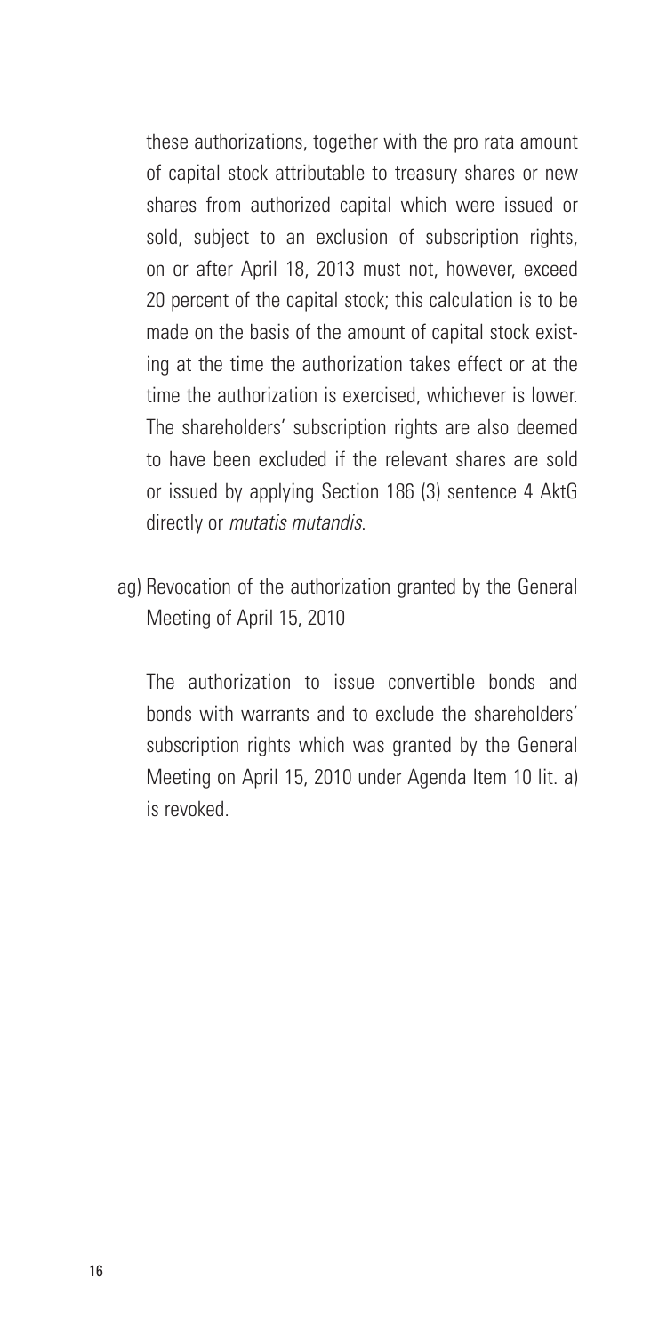these authorizations, together with the pro rata amount of capital stock attributable to treasury shares or new shares from authorized capital which were issued or sold, subject to an exclusion of subscription rights, on or after April 18, 2013 must not, however, exceed 20 percent of the capital stock; this calculation is to be made on the basis of the amount of capital stock existing at the time the authorization takes effect or at the time the authorization is exercised, whichever is lower. The shareholders' subscription rights are also deemed to have been excluded if the relevant shares are sold or issued by applying Section 186 (3) sentence 4 AktG directly or *mutatis mutandis*.

ag) Revocation of the authorization granted by the General Meeting of April 15, 2010

The authorization to issue convertible bonds and bonds with warrants and to exclude the shareholders' subscription rights which was granted by the General Meeting on April 15, 2010 under Agenda Item 10 lit. a) is revoked.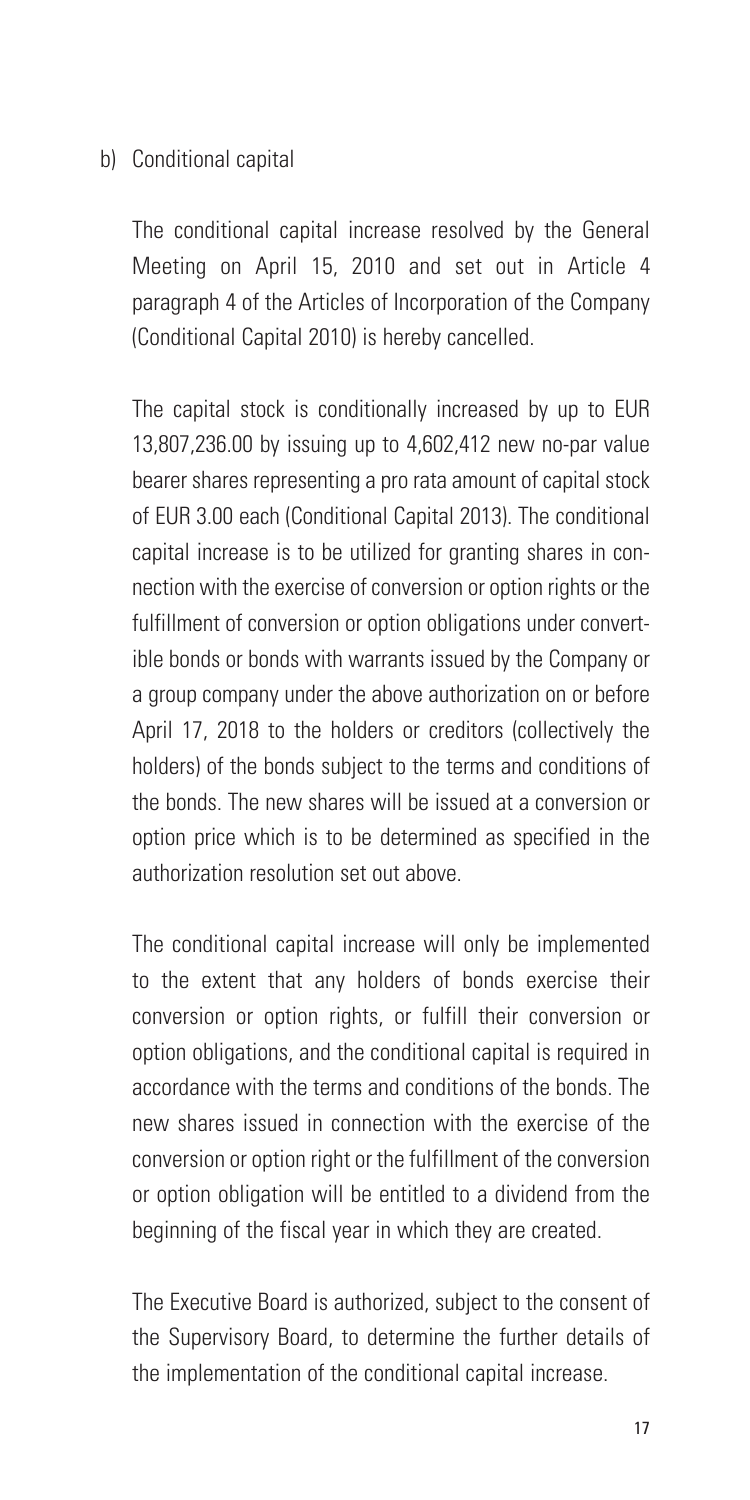b) Conditional capital

The conditional capital increase resolved by the General Meeting on April 15, 2010 and set out in Article 4 paragraph 4 of the Articles of Incorporation of the Company (Conditional Capital 2010) is hereby cancelled.

The capital stock is conditionally increased by up to EUR 13,807,236.00 by issuing up to 4,602,412 new no-par value bearer shares representing a pro rata amount of capital stock of EUR 3.00 each (Conditional Capital 2013). The conditional capital increase is to be utilized for granting shares in connection with the exercise of conversion or option rights or the fulfillment of conversion or option obligations under convertible bonds or bonds with warrants issued by the Company or a group company under the above authorization on or before April 17, 2018 to the holders or creditors (collectively the holders) of the bonds subject to the terms and conditions of the bonds. The new shares will be issued at a conversion or option price which is to be determined as specified in the authorization resolution set out above.

The conditional capital increase will only be implemented to the extent that any holders of bonds exercise their conversion or option rights, or fulfill their conversion or option obligations, and the conditional capital is required in accordance with the terms and conditions of the bonds. The new shares issued in connection with the exercise of the conversion or option right or the fulfillment of the conversion or option obligation will be entitled to a dividend from the beginning of the fiscal year in which they are created.

The Executive Board is authorized, subject to the consent of the Supervisory Board, to determine the further details of the implementation of the conditional capital increase.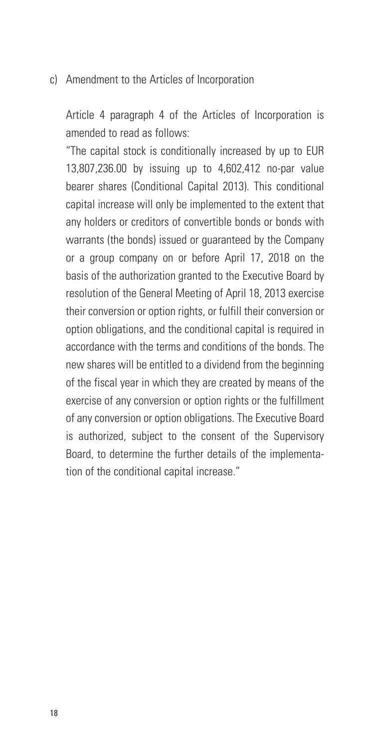c) Amendment to the Articles of Incorporation

Article 4 paragraph 4 of the Articles of Incorporation is amended to read as follows:

"The capital stock is conditionally increased by up to EUR 13,807,236.00 by issuing up to 4,602,412 no-par value bearer shares (Conditional Capital 2013). This conditional capital increase will only be implemented to the extent that any holders or creditors of convertible bonds or bonds with warrants (the bonds) issued or guaranteed by the Company or a group company on or before April 17, 2018 on the basis of the authorization granted to the Executive Board by resolution of the General Meeting of April 18, 2013 exercise their conversion or option rights, or fulfill their conversion or option obligations, and the conditional capital is required in accordance with the terms and conditions of the bonds. The new shares will be entitled to a dividend from the beginning of the fiscal year in which they are created by means of the exercise of any conversion or option rights or the fulfillment of any conversion or option obligations. The Executive Board is authorized, subject to the consent of the Supervisory Board, to determine the further details of the implementation of the conditional capital increase."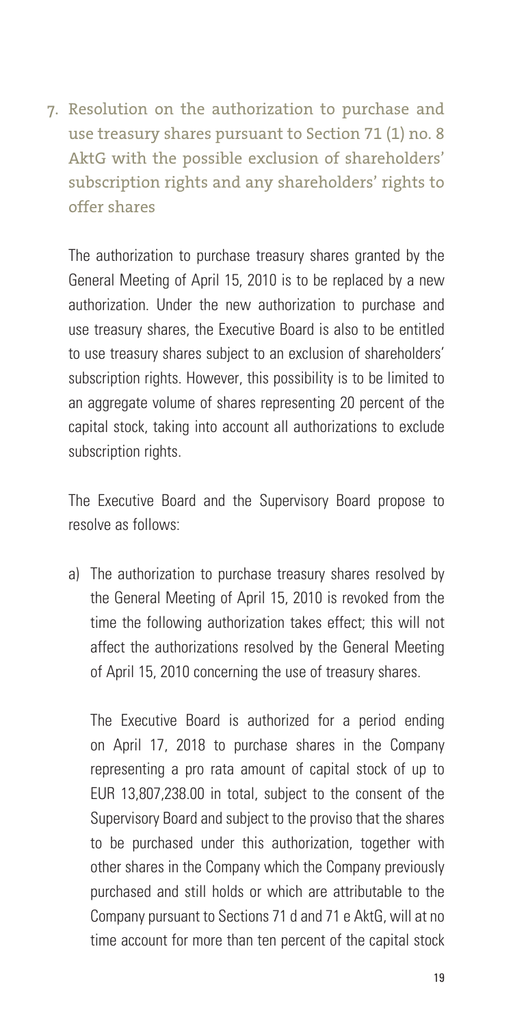## 7. Resolution on the authorization to purchase and use treasury shares pursuant to Section 71 (1) no. 8 AktG with the possible exclusion of shareholders' subscription rights and any shareholders' rights to offer shares

The authorization to purchase treasury shares granted by the General Meeting of April 15, 2010 is to be replaced by a new authorization. Under the new authorization to purchase and use treasury shares, the Executive Board is also to be entitled to use treasury shares subject to an exclusion of shareholders' subscription rights. However, this possibility is to be limited to an aggregate volume of shares representing 20 percent of the capital stock, taking into account all authorizations to exclude subscription rights.

The Executive Board and the Supervisory Board propose to resolve as follows:

a) The authorization to purchase treasury shares resolved by the General Meeting of April 15, 2010 is revoked from the time the following authorization takes effect; this will not affect the authorizations resolved by the General Meeting of April 15, 2010 concerning the use of treasury shares.

   The Executive Board is authorized for a period ending on April 17, 2018 to purchase shares in the Company representing a pro rata amount of capital stock of up to EUR 13,807,238.00 in total, subject to the consent of the Supervisory Board and subject to the proviso that the shares to be purchased under this authorization, together with other shares in the Company which the Company previously purchased and still holds or which are attributable to the Company pursuant to Sections 71 d and 71 e AktG, will at no time account for more than ten percent of the capital stock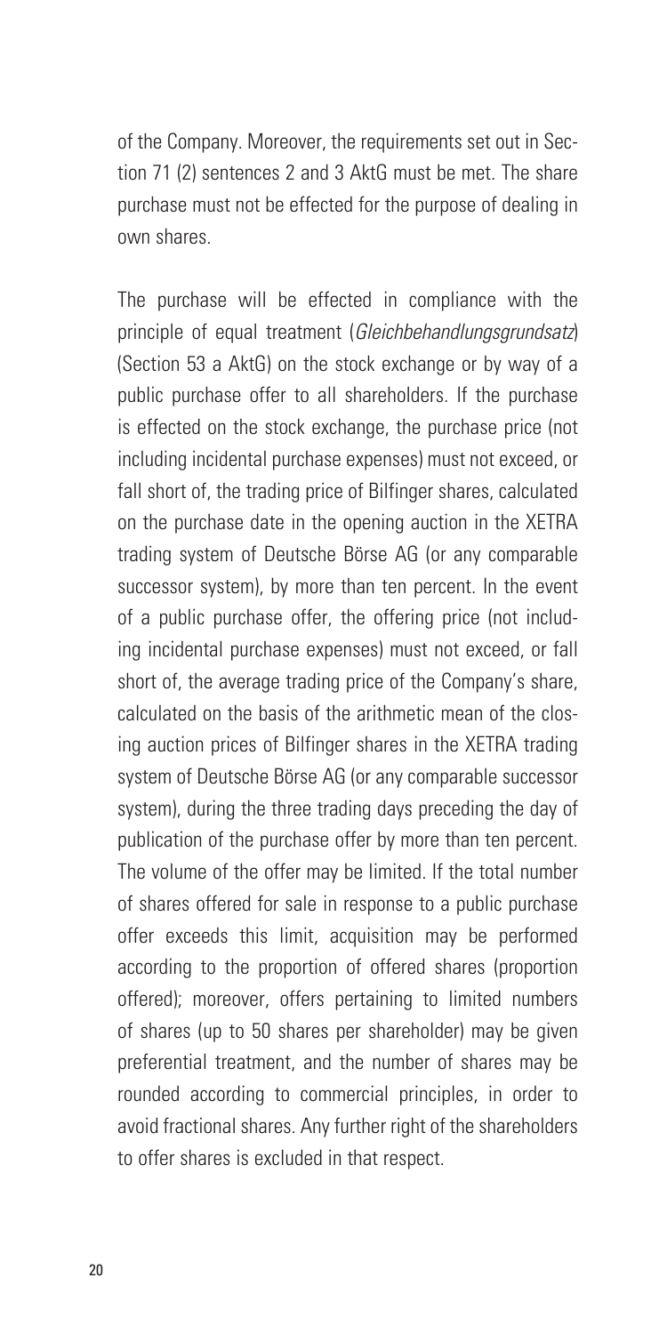of the Company. Moreover, the requirements set out in Section 71 (2) sentences 2 and 3 AktG must be met. The share purchase must not be effected for the purpose of dealing in own shares.

The purchase will be effected in compliance with the principle of equal treatment (*Gleichbehandlungsgrundsatz*) (Section 53 a AktG) on the stock exchange or by way of a public purchase offer to all shareholders. If the purchase is effected on the stock exchange, the purchase price (not including incidental purchase expenses) must not exceed, or fall short of, the trading price of Bilfinger shares, calculated on the purchase date in the opening auction in the XETRA trading system of Deutsche Börse AG (or any comparable successor system), by more than ten percent. In the event of a public purchase offer, the offering price (not including incidental purchase expenses) must not exceed, or fall short of, the average trading price of the Company's share, calculated on the basis of the arithmetic mean of the closing auction prices of Bilfinger shares in the XETRA trading system of Deutsche Börse AG (or any comparable successor system), during the three trading days preceding the day of publication of the purchase offer by more than ten percent. The volume of the offer may be limited. If the total number of shares offered for sale in response to a public purchase offer exceeds this limit, acquisition may be performed according to the proportion of offered shares (proportion offered); moreover, offers pertaining to limited numbers of shares (up to 50 shares per shareholder) may be given preferential treatment, and the number of shares may be rounded according to commercial principles, in order to avoid fractional shares. Any further right of the shareholders to offer shares is excluded in that respect.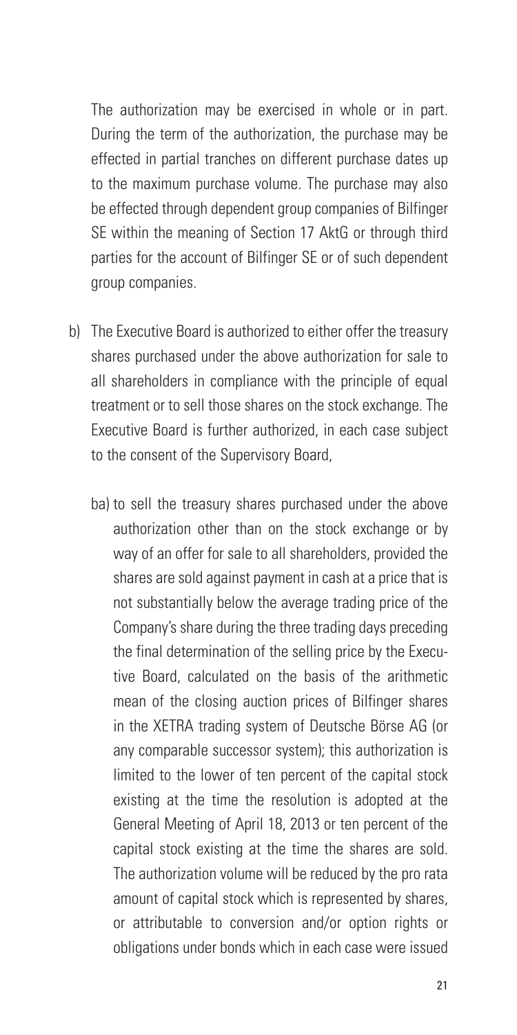The authorization may be exercised in whole or in part. During the term of the authorization, the purchase may be effected in partial tranches on different purchase dates up to the maximum purchase volume. The purchase may also be effected through dependent group companies of Bilfinger SE within the meaning of Section 17 AktG or through third parties for the account of Bilfinger SE or of such dependent group companies.

b) The Executive Board is authorized to either offer the treasury shares purchased under the above authorization for sale to all shareholders in compliance with the principle of equal treatment or to sell those shares on the stock exchange. The Executive Board is further authorized, in each case subject to the consent of the Supervisory Board,

   ba) to sell the treasury shares purchased under the above authorization other than on the stock exchange or by way of an offer for sale to all shareholders, provided the shares are sold against payment in cash at a price that is not substantially below the average trading price of the Company's share during the three trading days preceding the final determination of the selling price by the Executive Board, calculated on the basis of the arithmetic mean of the closing auction prices of Bilfinger shares in the XETRA trading system of Deutsche Börse AG (or any comparable successor system); this authorization is limited to the lower of ten percent of the capital stock existing at the time the resolution is adopted at the General Meeting of April 18, 2013 or ten percent of the capital stock existing at the time the shares are sold. The authorization volume will be reduced by the pro rata amount of capital stock which is represented by shares, or attributable to conversion and/or option rights or obligations under bonds which in each case were issued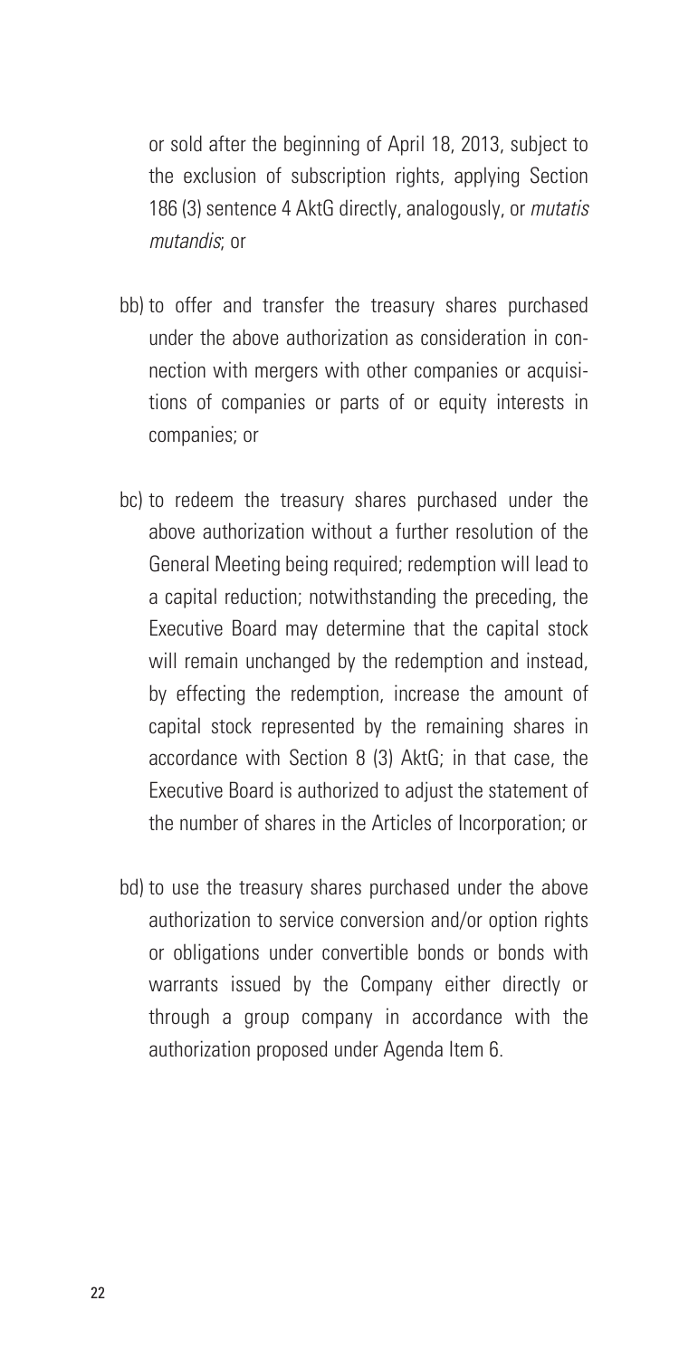or sold after the beginning of April 18, 2013, subject to the exclusion of subscription rights, applying Section 186 (3) sentence 4 AktG directly, analogously, or *mutatis mutandis*; or

bb) to offer and transfer the treasury shares purchased under the above authorization as consideration in connection with mergers with other companies or acquisitions of companies or parts of or equity interests in companies; or

bc) to redeem the treasury shares purchased under the above authorization without a further resolution of the General Meeting being required; redemption will lead to a capital reduction; notwithstanding the preceding, the Executive Board may determine that the capital stock will remain unchanged by the redemption and instead, by effecting the redemption, increase the amount of capital stock represented by the remaining shares in accordance with Section 8 (3) AktG; in that case, the Executive Board is authorized to adjust the statement of the number of shares in the Articles of Incorporation; or

bd) to use the treasury shares purchased under the above authorization to service conversion and/or option rights or obligations under convertible bonds or bonds with warrants issued by the Company either directly or through a group company in accordance with the authorization proposed under Agenda Item 6.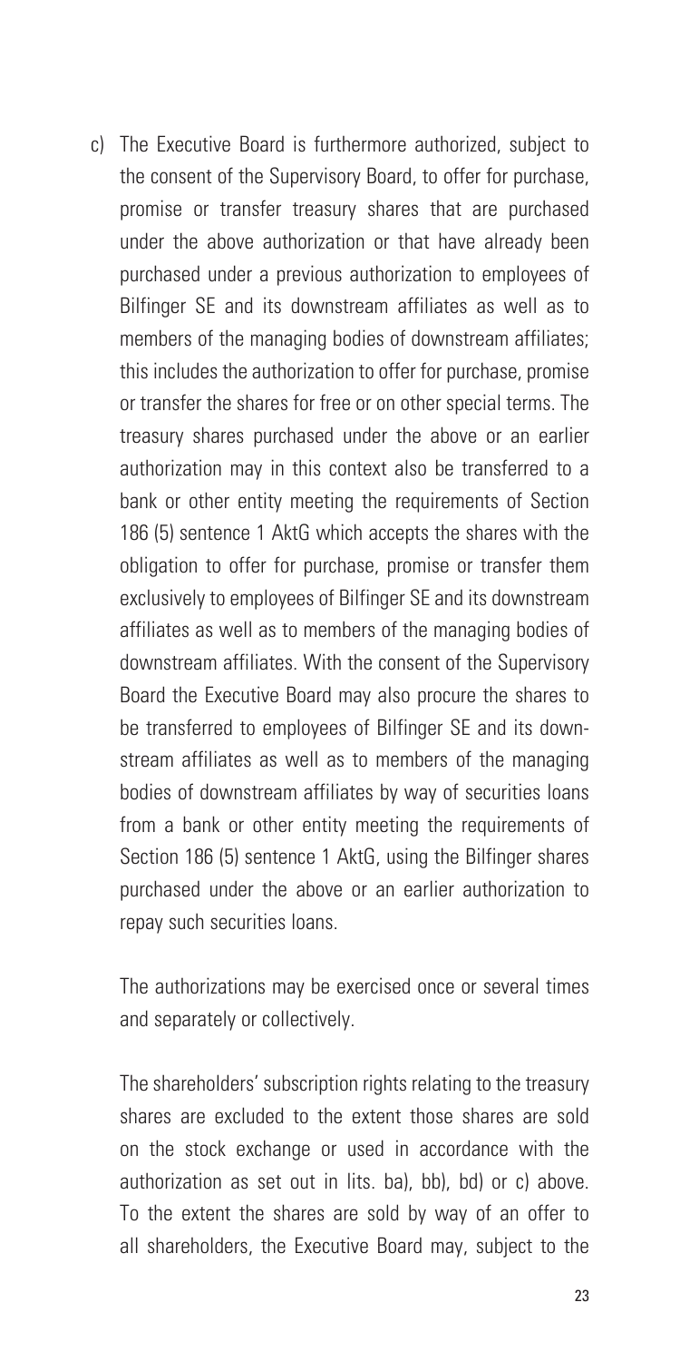c) The Executive Board is furthermore authorized, subject to the consent of the Supervisory Board, to offer for purchase, promise or transfer treasury shares that are purchased under the above authorization or that have already been purchased under a previous authorization to employees of Bilfinger SE and its downstream affiliates as well as to members of the managing bodies of downstream affiliates; this includes the authorization to offer for purchase, promise or transfer the shares for free or on other special terms. The treasury shares purchased under the above or an earlier authorization may in this context also be transferred to a bank or other entity meeting the requirements of Section 186 (5) sentence 1 AktG which accepts the shares with the obligation to offer for purchase, promise or transfer them exclusively to employees of Bilfinger SE and its downstream affiliates as well as to members of the managing bodies of downstream affiliates. With the consent of the Supervisory Board the Executive Board may also procure the shares to be transferred to employees of Bilfinger SE and its downstream affiliates as well as to members of the managing bodies of downstream affiliates by way of securities loans from a bank or other entity meeting the requirements of Section 186 (5) sentence 1 AktG, using the Bilfinger shares purchased under the above or an earlier authorization to repay such securities loans.

The authorizations may be exercised once or several times and separately or collectively.

The shareholders' subscription rights relating to the treasury shares are excluded to the extent those shares are sold on the stock exchange or used in accordance with the authorization as set out in lits. ba), bb), bd) or c) above. To the extent the shares are sold by way of an offer to all shareholders, the Executive Board may, subject to the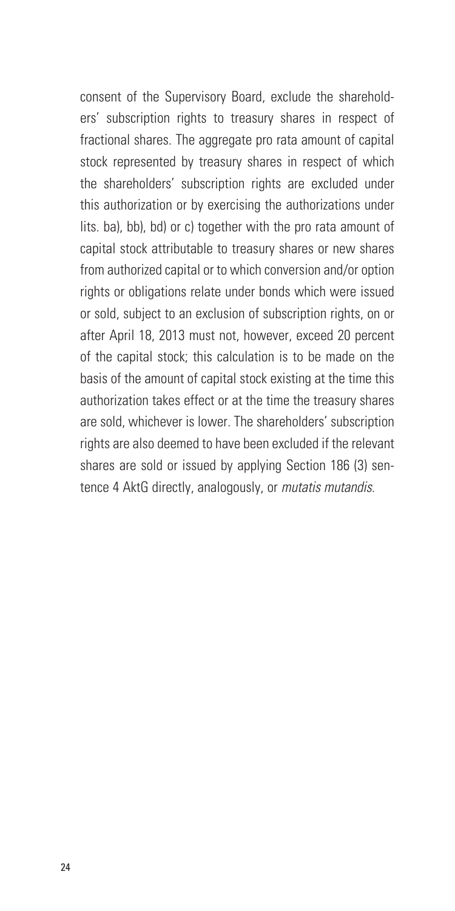consent of the Supervisory Board, exclude the shareholders' subscription rights to treasury shares in respect of fractional shares. The aggregate pro rata amount of capital stock represented by treasury shares in respect of which the shareholders' subscription rights are excluded under this authorization or by exercising the authorizations under lits. ba), bb), bd) or c) together with the pro rata amount of capital stock attributable to treasury shares or new shares from authorized capital or to which conversion and/or option rights or obligations relate under bonds which were issued or sold, subject to an exclusion of subscription rights, on or after April 18, 2013 must not, however, exceed 20 percent of the capital stock; this calculation is to be made on the basis of the amount of capital stock existing at the time this authorization takes effect or at the time the treasury shares are sold, whichever is lower. The shareholders' subscription rights are also deemed to have been excluded if the relevant shares are sold or issued by applying Section 186 (3) sentence 4 AktG directly, analogously, or *mutatis mutandis*.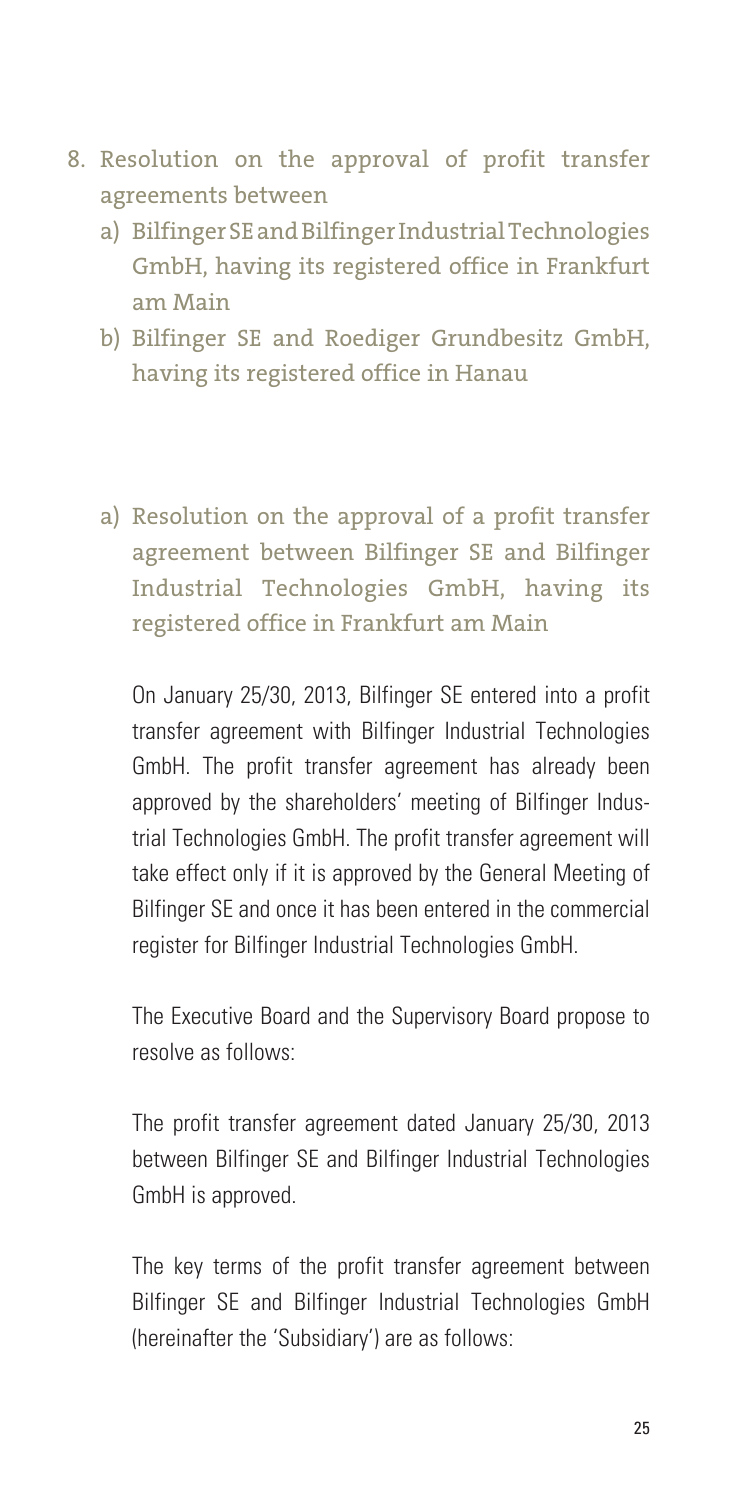8. Resolution on the approval of profit transfer agreements between
   a) Bilfinger SE and Bilfinger Industrial Technologies GmbH, having its registered office in Frankfurt am Main
   b) Bilfinger SE and Roediger Grundbesitz GmbH, having its registered office in Hanau

a) Resolution on the approval of a profit transfer agreement between Bilfinger SE and Bilfinger Industrial Technologies GmbH, having its registered office in Frankfurt am Main

On January 25/30, 2013, Bilfinger SE entered into a profit transfer agreement with Bilfinger Industrial Technologies GmbH. The profit transfer agreement has already been approved by the shareholders' meeting of Bilfinger Industrial Technologies GmbH. The profit transfer agreement will take effect only if it is approved by the General Meeting of Bilfinger SE and once it has been entered in the commercial register for Bilfinger Industrial Technologies GmbH.

The Executive Board and the Supervisory Board propose to resolve as follows:

The profit transfer agreement dated January 25/30, 2013 between Bilfinger SE and Bilfinger Industrial Technologies GmbH is approved.

The key terms of the profit transfer agreement between Bilfinger SE and Bilfinger Industrial Technologies GmbH (hereinafter the 'Subsidiary') are as follows: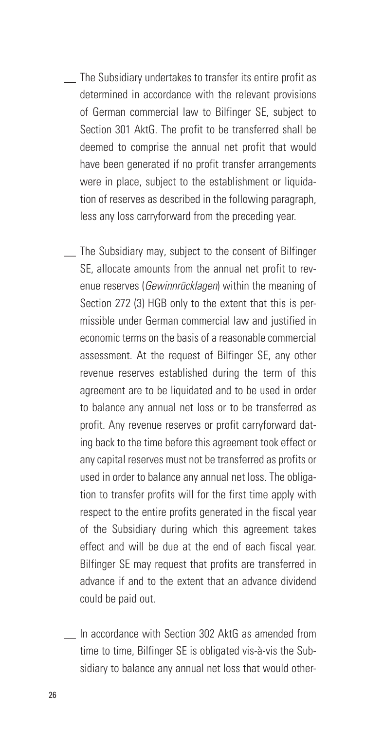- The Subsidiary undertakes to transfer its entire profit as determined in accordance with the relevant provisions of German commercial law to Bilfinger SE, subject to Section 301 AktG. The profit to be transferred shall be deemed to comprise the annual net profit that would have been generated if no profit transfer arrangements were in place, subject to the establishment or liquidation of reserves as described in the following paragraph, less any loss carryforward from the preceding year.

- The Subsidiary may, subject to the consent of Bilfinger SE, allocate amounts from the annual net profit to revenue reserves (*Gewinnrücklagen*) within the meaning of Section 272 (3) HGB only to the extent that this is permissible under German commercial law and justified in economic terms on the basis of a reasonable commercial assessment. At the request of Bilfinger SE, any other revenue reserves established during the term of this agreement are to be liquidated and to be used in order to balance any annual net loss or to be transferred as profit. Any revenue reserves or profit carryforward dating back to the time before this agreement took effect or any capital reserves must not be transferred as profits or used in order to balance any annual net loss. The obligation to transfer profits will for the first time apply with respect to the entire profits generated in the fiscal year of the Subsidiary during which this agreement takes effect and will be due at the end of each fiscal year. Bilfinger SE may request that profits are transferred in advance if and to the extent that an advance dividend could be paid out.

- In accordance with Section 302 AktG as amended from time to time, Bilfinger SE is obligated vis-à-vis the Subsidiary to balance any annual net loss that would other-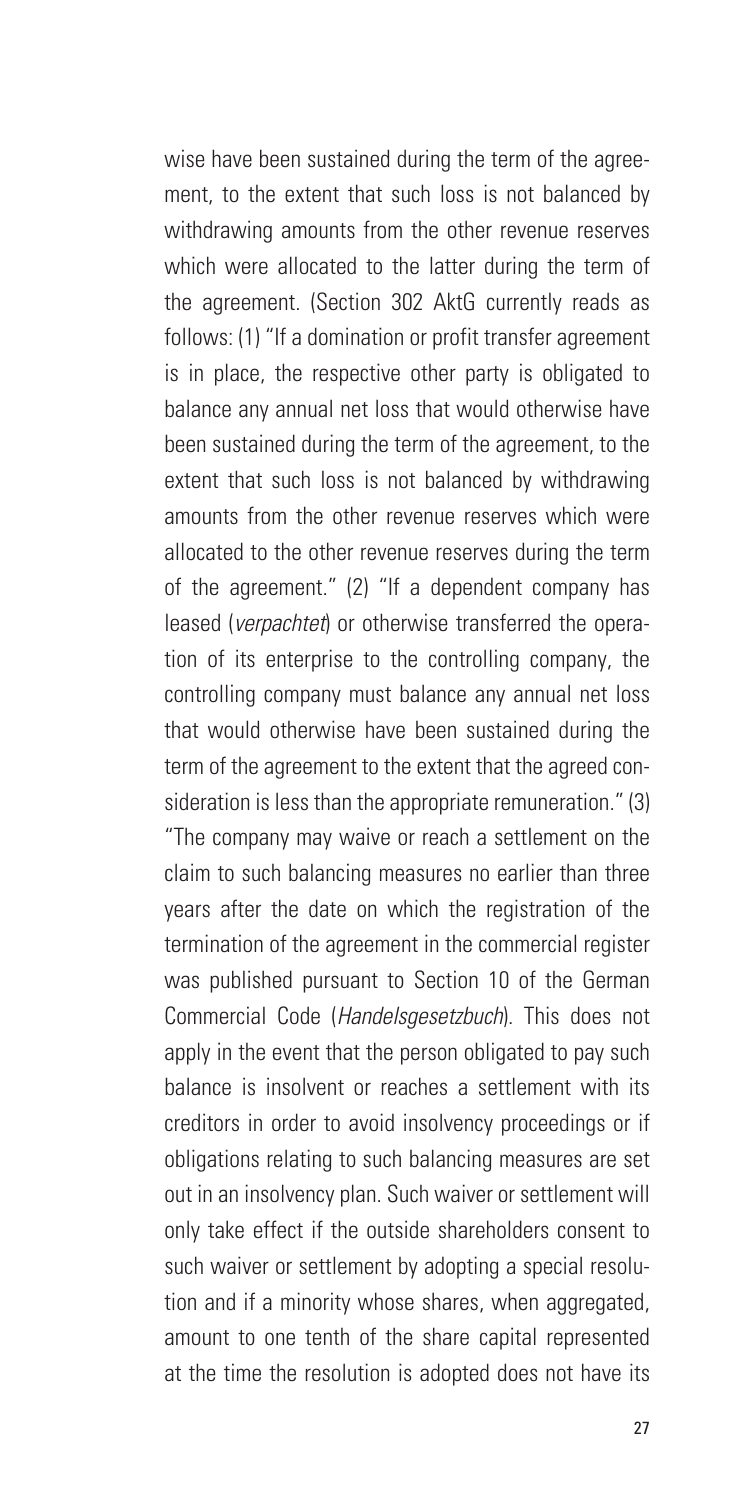wise have been sustained during the term of the agreement, to the extent that such loss is not balanced by withdrawing amounts from the other revenue reserves which were allocated to the latter during the term of the agreement. (Section 302 AktG currently reads as follows: (1) "If a domination or profit transfer agreement is in place, the respective other party is obligated to balance any annual net loss that would otherwise have been sustained during the term of the agreement, to the extent that such loss is not balanced by withdrawing amounts from the other revenue reserves which were allocated to the other revenue reserves during the term of the agreement." (2) "If a dependent company has leased (*verpachtet*) or otherwise transferred the operation of its enterprise to the controlling company, the controlling company must balance any annual net loss that would otherwise have been sustained during the term of the agreement to the extent that the agreed consideration is less than the appropriate remuneration." (3) "The company may waive or reach a settlement on the claim to such balancing measures no earlier than three years after the date on which the registration of the termination of the agreement in the commercial register was published pursuant to Section 10 of the German Commercial Code (*Handelsgesetzbuch*). This does not apply in the event that the person obligated to pay such balance is insolvent or reaches a settlement with its creditors in order to avoid insolvency proceedings or if obligations relating to such balancing measures are set out in an insolvency plan. Such waiver or settlement will only take effect if the outside shareholders consent to such waiver or settlement by adopting a special resolution and if a minority whose shares, when aggregated, amount to one tenth of the share capital represented at the time the resolution is adopted does not have its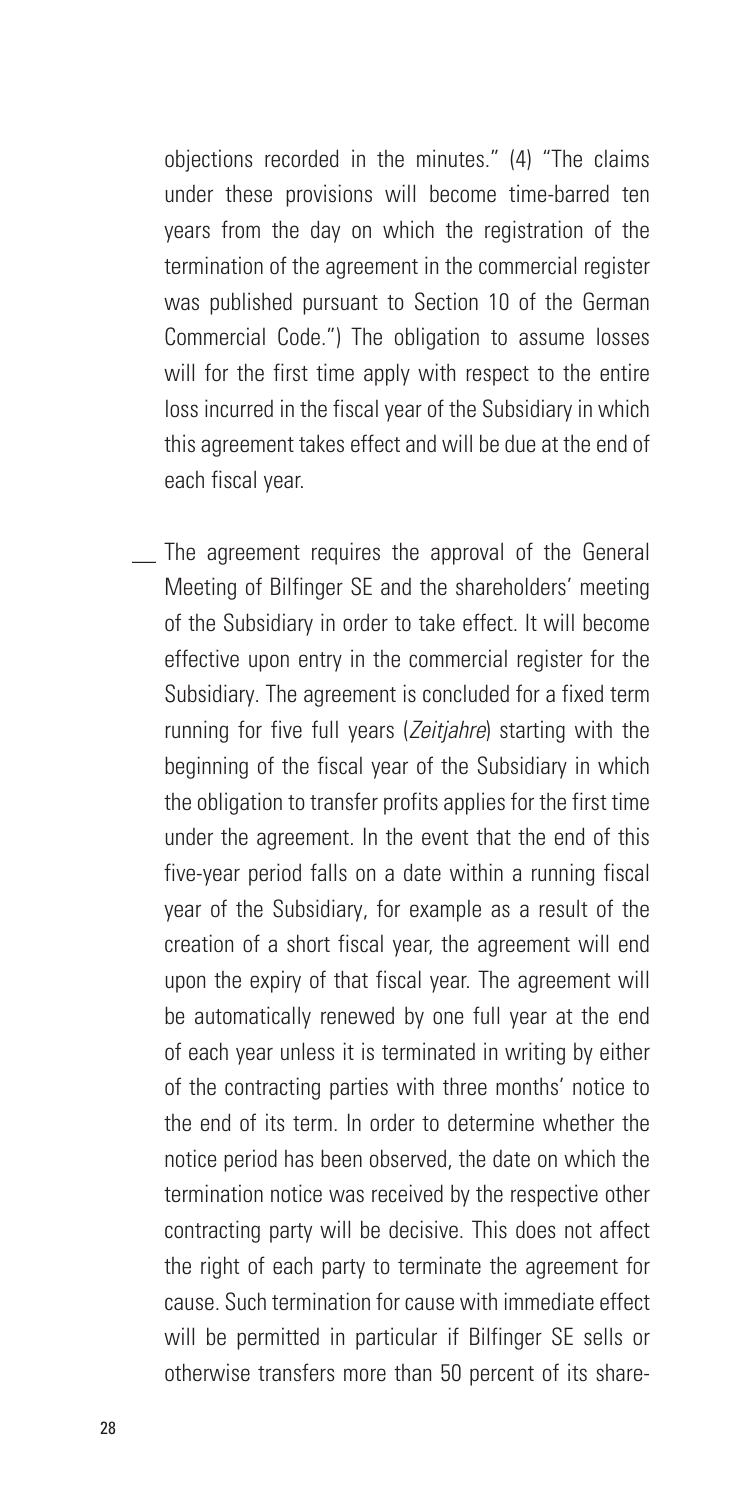objections recorded in the minutes." (4) "The claims under these provisions will become time-barred ten years from the day on which the registration of the termination of the agreement in the commercial register was published pursuant to Section 10 of the German Commercial Code.") The obligation to assume losses will for the first time apply with respect to the entire loss incurred in the fiscal year of the Subsidiary in which this agreement takes effect and will be due at the end of each fiscal year.

- The agreement requires the approval of the General Meeting of Bilfinger SE and the shareholders' meeting of the Subsidiary in order to take effect. It will become effective upon entry in the commercial register for the Subsidiary. The agreement is concluded for a fixed term running for five full years (*Zeitjahre*) starting with the beginning of the fiscal year of the Subsidiary in which the obligation to transfer profits applies for the first time under the agreement. In the event that the end of this five-year period falls on a date within a running fiscal year of the Subsidiary, for example as a result of the creation of a short fiscal year, the agreement will end upon the expiry of that fiscal year. The agreement will be automatically renewed by one full year at the end of each year unless it is terminated in writing by either of the contracting parties with three months' notice to the end of its term. In order to determine whether the notice period has been observed, the date on which the termination notice was received by the respective other contracting party will be decisive. This does not affect the right of each party to terminate the agreement for cause. Such termination for cause with immediate effect will be permitted in particular if Bilfinger SE sells or otherwise transfers more than 50 percent of its share-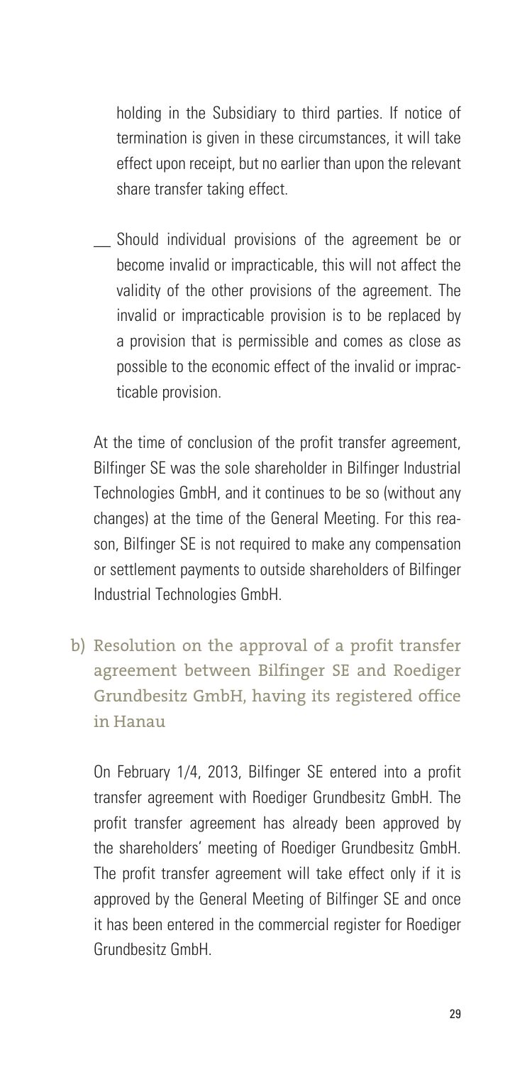holding in the Subsidiary to third parties. If notice of termination is given in these circumstances, it will take effect upon receipt, but no earlier than upon the relevant share transfer taking effect.

- Should individual provisions of the agreement be or become invalid or impracticable, this will not affect the validity of the other provisions of the agreement. The invalid or impracticable provision is to be replaced by a provision that is permissible and comes as close as possible to the economic effect of the invalid or impracticable provision.

At the time of conclusion of the profit transfer agreement, Bilfinger SE was the sole shareholder in Bilfinger Industrial Technologies GmbH, and it continues to be so (without any changes) at the time of the General Meeting. For this reason, Bilfinger SE is not required to make any compensation or settlement payments to outside shareholders of Bilfinger Industrial Technologies GmbH.

### b) Resolution on the approval of a profit transfer agreement between Bilfinger SE and Roediger Grundbesitz GmbH, having its registered office in Hanau

On February 1/4, 2013, Bilfinger SE entered into a profit transfer agreement with Roediger Grundbesitz GmbH. The profit transfer agreement has already been approved by the shareholders' meeting of Roediger Grundbesitz GmbH. The profit transfer agreement will take effect only if it is approved by the General Meeting of Bilfinger SE and once it has been entered in the commercial register for Roediger Grundbesitz GmbH.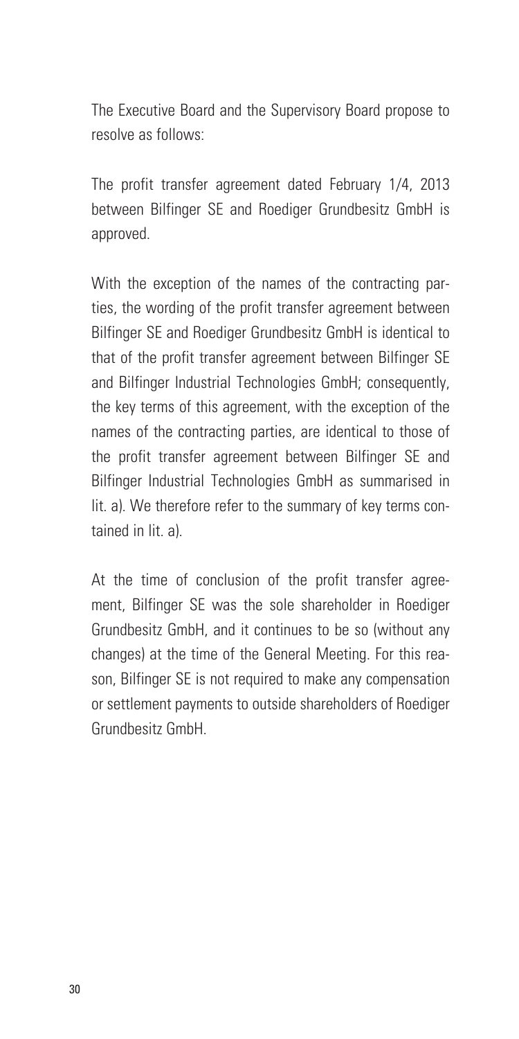The Executive Board and the Supervisory Board propose to resolve as follows:

The profit transfer agreement dated February 1/4, 2013 between Bilfinger SE and Roediger Grundbesitz GmbH is approved.

With the exception of the names of the contracting parties, the wording of the profit transfer agreement between Bilfinger SE and Roediger Grundbesitz GmbH is identical to that of the profit transfer agreement between Bilfinger SE and Bilfinger Industrial Technologies GmbH; consequently, the key terms of this agreement, with the exception of the names of the contracting parties, are identical to those of the profit transfer agreement between Bilfinger SE and Bilfinger Industrial Technologies GmbH as summarised in lit. a). We therefore refer to the summary of key terms contained in lit. a).

At the time of conclusion of the profit transfer agreement, Bilfinger SE was the sole shareholder in Roediger Grundbesitz GmbH, and it continues to be so (without any changes) at the time of the General Meeting. For this reason, Bilfinger SE is not required to make any compensation or settlement payments to outside shareholders of Roediger Grundbesitz GmbH.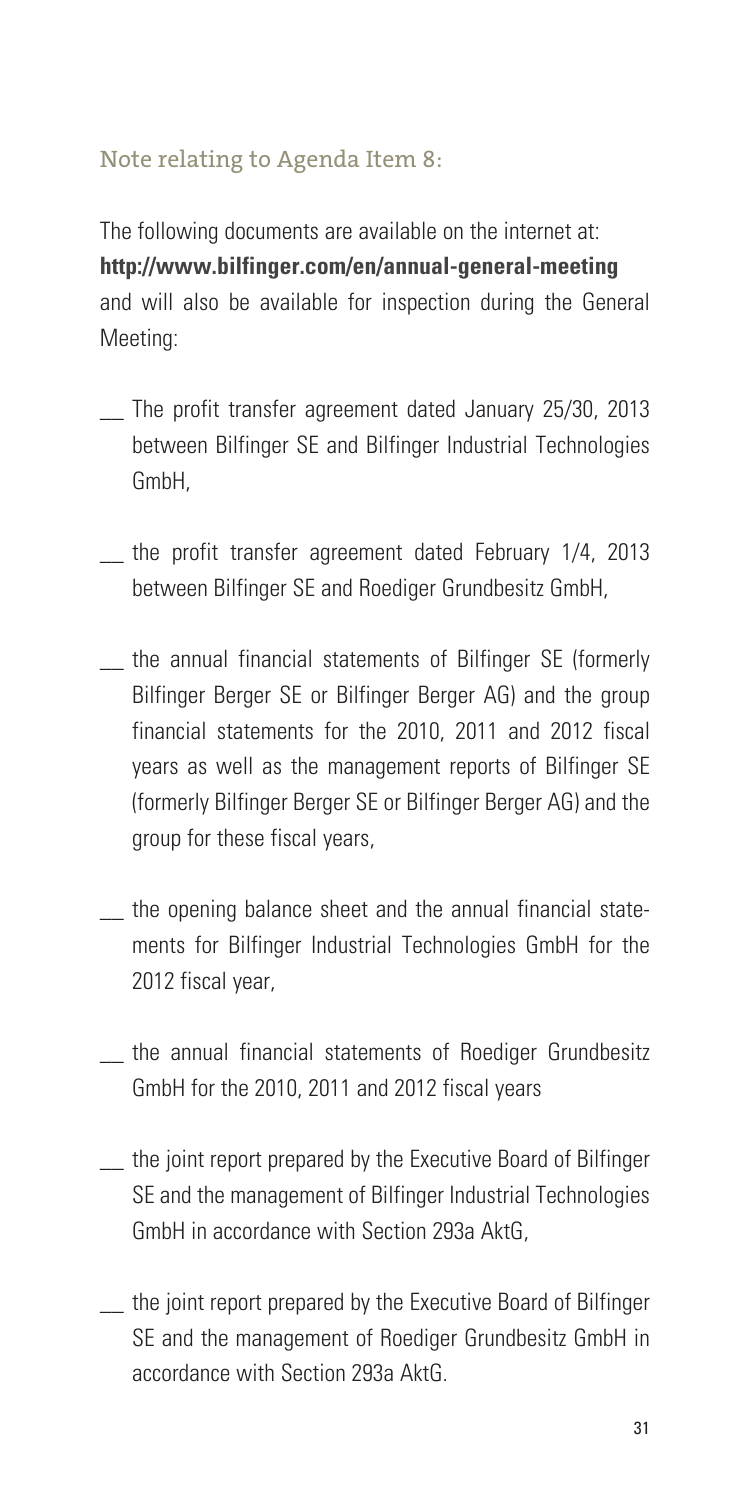## Note relating to Agenda Item 8:

The following documents are available on the internet at: **http://www.bilfinger.com/en/annual-general-meeting** and will also be available for inspection during the General Meeting:

- The profit transfer agreement dated January 25/30, 2013 between Bilfinger SE and Bilfinger Industrial Technologies GmbH,
- the profit transfer agreement dated February 1/4, 2013 between Bilfinger SE and Roediger Grundbesitz GmbH,
- the annual financial statements of Bilfinger SE (formerly Bilfinger Berger SE or Bilfinger Berger AG) and the group financial statements for the 2010, 2011 and 2012 fiscal years as well as the management reports of Bilfinger SE (formerly Bilfinger Berger SE or Bilfinger Berger AG) and the group for these fiscal years,
- the opening balance sheet and the annual financial statements for Bilfinger Industrial Technologies GmbH for the 2012 fiscal year,
- the annual financial statements of Roediger Grundbesitz GmbH for the 2010, 2011 and 2012 fiscal years
- the joint report prepared by the Executive Board of Bilfinger SE and the management of Bilfinger Industrial Technologies GmbH in accordance with Section 293a AktG,
- the joint report prepared by the Executive Board of Bilfinger SE and the management of Roediger Grundbesitz GmbH in accordance with Section 293a AktG.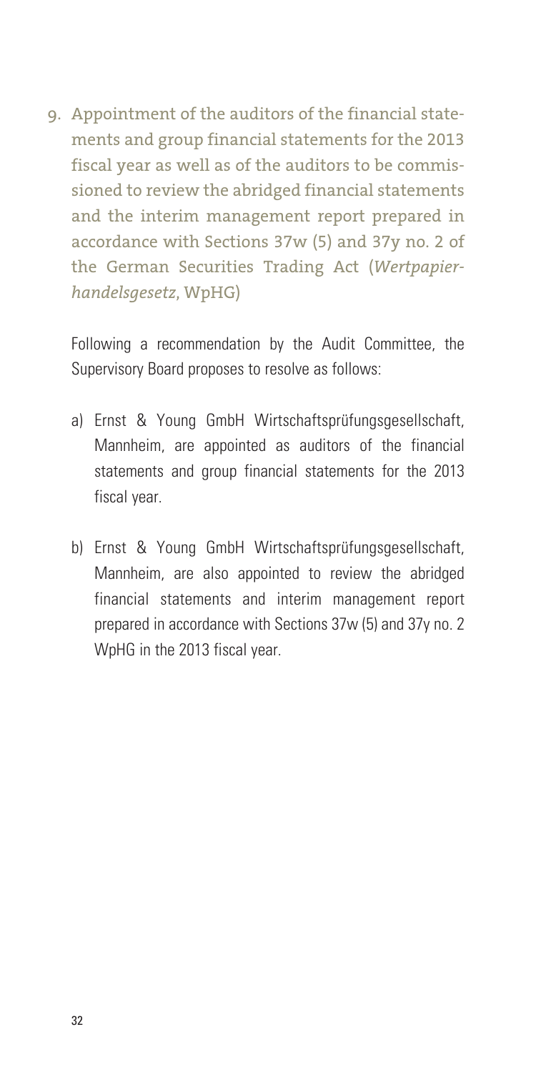9. Appointment of the auditors of the financial statements and group financial statements for the 2013 fiscal year as well as of the auditors to be commissioned to review the abridged financial statements and the interim management report prepared in accordance with Sections 37w (5) and 37y no. 2 of the German Securities Trading Act (*Wertpapierhandelsgesetz*, WpHG)

   Following a recommendation by the Audit Committee, the Supervisory Board proposes to resolve as follows:

   a) Ernst & Young GmbH Wirtschaftsprüfungsgesellschaft, Mannheim, are appointed as auditors of the financial statements and group financial statements for the 2013 fiscal year.

   b) Ernst & Young GmbH Wirtschaftsprüfungsgesellschaft, Mannheim, are also appointed to review the abridged financial statements and interim management report prepared in accordance with Sections 37w (5) and 37y no. 2 WpHG in the 2013 fiscal year.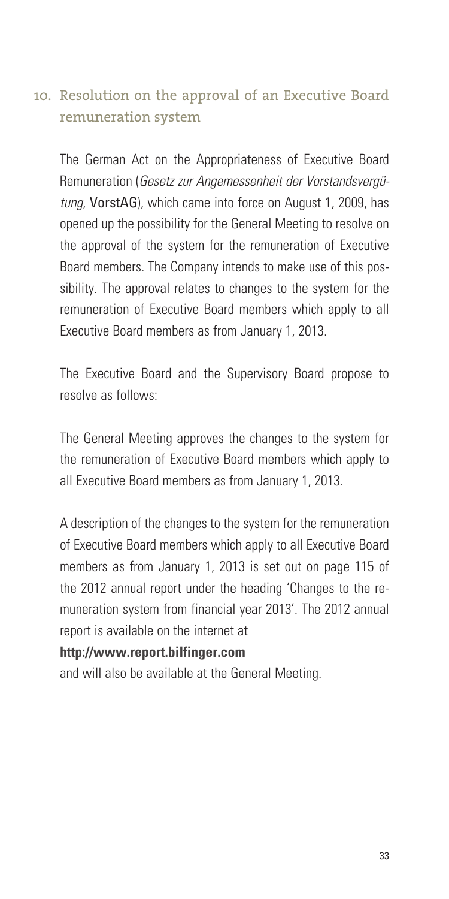## 10. Resolution on the approval of an Executive Board remuneration system

The German Act on the Appropriateness of Executive Board Remuneration (*Gesetz zur Angemessenheit der Vorstandsvergütung*, VorstAG), which came into force on August 1, 2009, has opened up the possibility for the General Meeting to resolve on the approval of the system for the remuneration of Executive Board members. The Company intends to make use of this possibility. The approval relates to changes to the system for the remuneration of Executive Board members which apply to all Executive Board members as from January 1, 2013.

The Executive Board and the Supervisory Board propose to resolve as follows:

The General Meeting approves the changes to the system for the remuneration of Executive Board members which apply to all Executive Board members as from January 1, 2013.

A description of the changes to the system for the remuneration of Executive Board members which apply to all Executive Board members as from January 1, 2013 is set out on page 115 of the 2012 annual report under the heading 'Changes to the remuneration system from financial year 2013'. The 2012 annual report is available on the internet at

**http://www.report.bilfinger.com**

and will also be available at the General Meeting.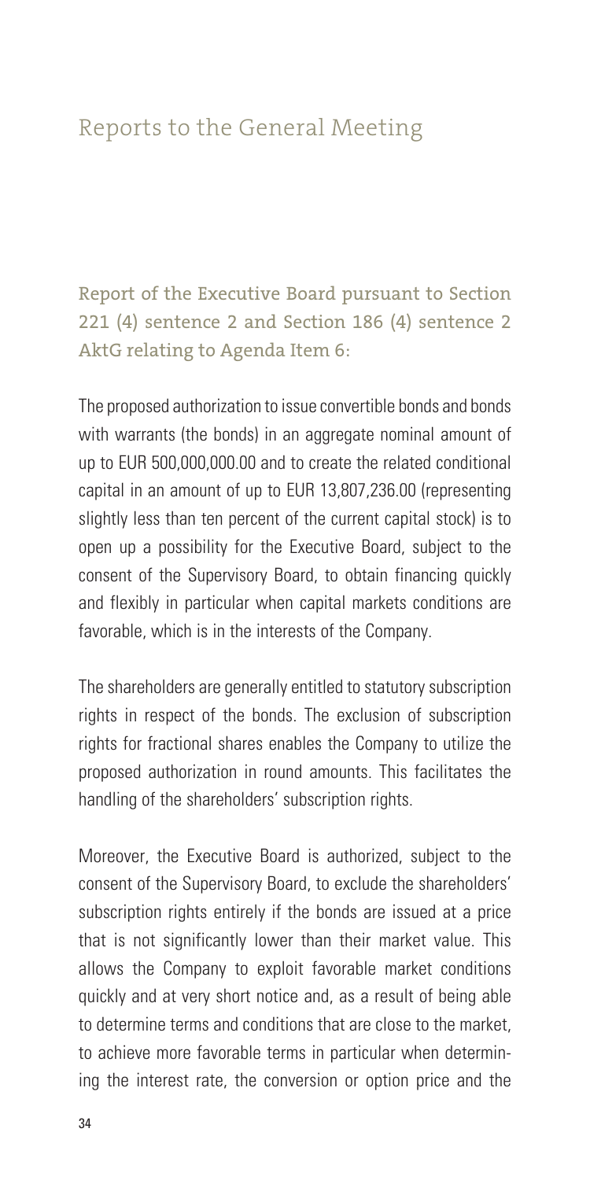# Reports to the General Meeting

## Report of the Executive Board pursuant to Section 221 (4) sentence 2 and Section 186 (4) sentence 2 AktG relating to Agenda Item 6:

The proposed authorization to issue convertible bonds and bonds with warrants (the bonds) in an aggregate nominal amount of up to EUR 500,000,000.00 and to create the related conditional capital in an amount of up to EUR 13,807,236.00 (representing slightly less than ten percent of the current capital stock) is to open up a possibility for the Executive Board, subject to the consent of the Supervisory Board, to obtain financing quickly and flexibly in particular when capital markets conditions are favorable, which is in the interests of the Company.

The shareholders are generally entitled to statutory subscription rights in respect of the bonds. The exclusion of subscription rights for fractional shares enables the Company to utilize the proposed authorization in round amounts. This facilitates the handling of the shareholders' subscription rights.

Moreover, the Executive Board is authorized, subject to the consent of the Supervisory Board, to exclude the shareholders' subscription rights entirely if the bonds are issued at a price that is not significantly lower than their market value. This allows the Company to exploit favorable market conditions quickly and at very short notice and, as a result of being able to determine terms and conditions that are close to the market, to achieve more favorable terms in particular when determining the interest rate, the conversion or option price and the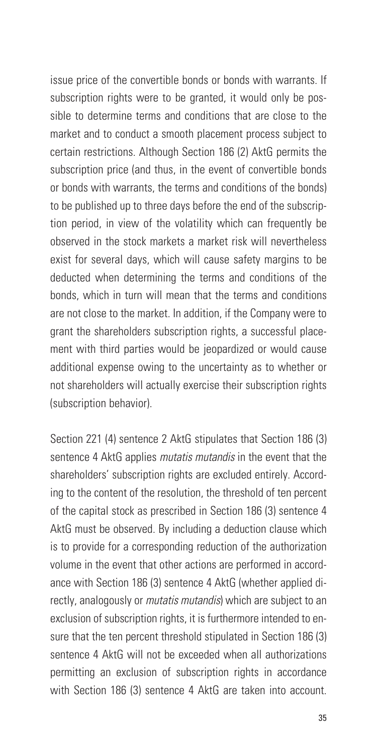issue price of the convertible bonds or bonds with warrants. If subscription rights were to be granted, it would only be possible to determine terms and conditions that are close to the market and to conduct a smooth placement process subject to certain restrictions. Although Section 186 (2) AktG permits the subscription price (and thus, in the event of convertible bonds or bonds with warrants, the terms and conditions of the bonds) to be published up to three days before the end of the subscription period, in view of the volatility which can frequently be observed in the stock markets a market risk will nevertheless exist for several days, which will cause safety margins to be deducted when determining the terms and conditions of the bonds, which in turn will mean that the terms and conditions are not close to the market. In addition, if the Company were to grant the shareholders subscription rights, a successful placement with third parties would be jeopardized or would cause additional expense owing to the uncertainty as to whether or not shareholders will actually exercise their subscription rights (subscription behavior).

Section 221 (4) sentence 2 AktG stipulates that Section 186 (3) sentence 4 AktG applies *mutatis mutandis* in the event that the shareholders' subscription rights are excluded entirely. According to the content of the resolution, the threshold of ten percent of the capital stock as prescribed in Section 186 (3) sentence 4 AktG must be observed. By including a deduction clause which is to provide for a corresponding reduction of the authorization volume in the event that other actions are performed in accordance with Section 186 (3) sentence 4 AktG (whether applied directly, analogously or *mutatis mutandis*) which are subject to an exclusion of subscription rights, it is furthermore intended to ensure that the ten percent threshold stipulated in Section 186 (3) sentence 4 AktG will not be exceeded when all authorizations permitting an exclusion of subscription rights in accordance with Section 186 (3) sentence 4 AktG are taken into account.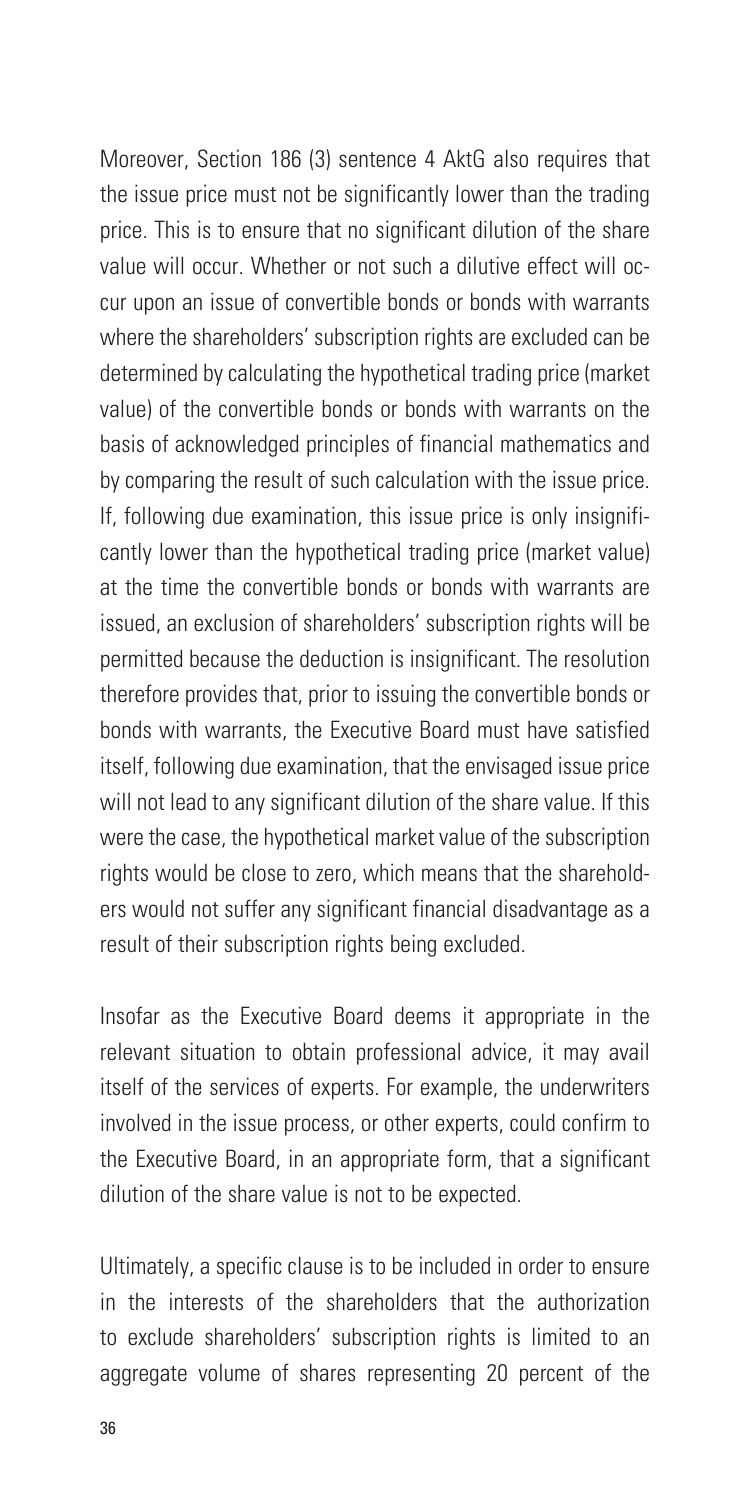Moreover, Section 186 (3) sentence 4 AktG also requires that the issue price must not be significantly lower than the trading price. This is to ensure that no significant dilution of the share value will occur. Whether or not such a dilutive effect will occur upon an issue of convertible bonds or bonds with warrants where the shareholders' subscription rights are excluded can be determined by calculating the hypothetical trading price (market value) of the convertible bonds or bonds with warrants on the basis of acknowledged principles of financial mathematics and by comparing the result of such calculation with the issue price. If, following due examination, this issue price is only insignificantly lower than the hypothetical trading price (market value) at the time the convertible bonds or bonds with warrants are issued, an exclusion of shareholders' subscription rights will be permitted because the deduction is insignificant. The resolution therefore provides that, prior to issuing the convertible bonds or bonds with warrants, the Executive Board must have satisfied itself, following due examination, that the envisaged issue price will not lead to any significant dilution of the share value. If this were the case, the hypothetical market value of the subscription rights would be close to zero, which means that the shareholders would not suffer any significant financial disadvantage as a result of their subscription rights being excluded.

Insofar as the Executive Board deems it appropriate in the relevant situation to obtain professional advice, it may avail itself of the services of experts. For example, the underwriters involved in the issue process, or other experts, could confirm to the Executive Board, in an appropriate form, that a significant dilution of the share value is not to be expected.

Ultimately, a specific clause is to be included in order to ensure in the interests of the shareholders that the authorization to exclude shareholders' subscription rights is limited to an aggregate volume of shares representing 20 percent of the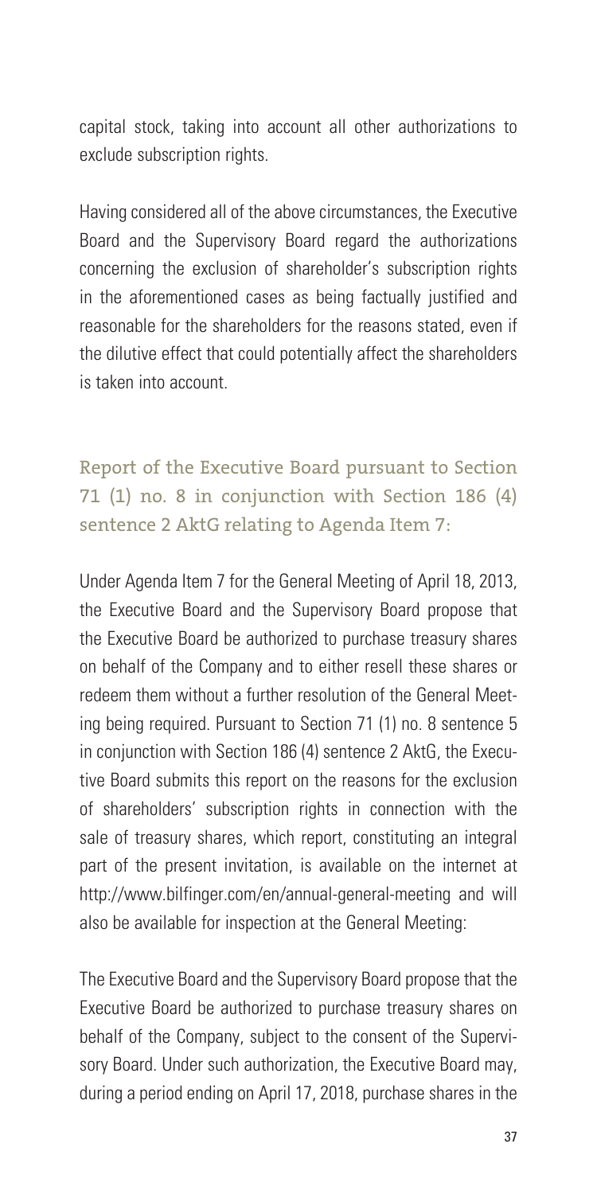capital stock, taking into account all other authorizations to exclude subscription rights.

Having considered all of the above circumstances, the Executive Board and the Supervisory Board regard the authorizations concerning the exclusion of shareholder's subscription rights in the aforementioned cases as being factually justified and reasonable for the shareholders for the reasons stated, even if the dilutive effect that could potentially affect the shareholders is taken into account.

## Report of the Executive Board pursuant to Section 71 (1) no. 8 in conjunction with Section 186 (4) sentence 2 AktG relating to Agenda Item 7:

Under Agenda Item 7 for the General Meeting of April 18, 2013, the Executive Board and the Supervisory Board propose that the Executive Board be authorized to purchase treasury shares on behalf of the Company and to either resell these shares or redeem them without a further resolution of the General Meeting being required. Pursuant to Section 71 (1) no. 8 sentence 5 in conjunction with Section 186 (4) sentence 2 AktG, the Executive Board submits this report on the reasons for the exclusion of shareholders' subscription rights in connection with the sale of treasury shares, which report, constituting an integral part of the present invitation, is available on the internet at http://www.bilfinger.com/en/annual-general-meeting and will also be available for inspection at the General Meeting:

The Executive Board and the Supervisory Board propose that the Executive Board be authorized to purchase treasury shares on behalf of the Company, subject to the consent of the Supervisory Board. Under such authorization, the Executive Board may, during a period ending on April 17, 2018, purchase shares in the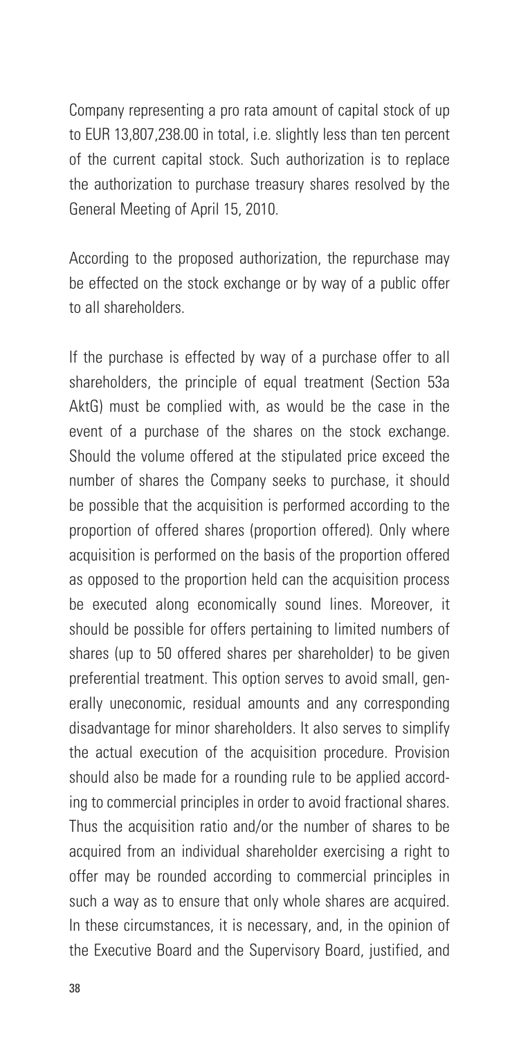Company representing a pro rata amount of capital stock of up to EUR 13,807,238.00 in total, i.e. slightly less than ten percent of the current capital stock. Such authorization is to replace the authorization to purchase treasury shares resolved by the General Meeting of April 15, 2010.

According to the proposed authorization, the repurchase may be effected on the stock exchange or by way of a public offer to all shareholders.

If the purchase is effected by way of a purchase offer to all shareholders, the principle of equal treatment (Section 53a AktG) must be complied with, as would be the case in the event of a purchase of the shares on the stock exchange. Should the volume offered at the stipulated price exceed the number of shares the Company seeks to purchase, it should be possible that the acquisition is performed according to the proportion of offered shares (proportion offered). Only where acquisition is performed on the basis of the proportion offered as opposed to the proportion held can the acquisition process be executed along economically sound lines. Moreover, it should be possible for offers pertaining to limited numbers of shares (up to 50 offered shares per shareholder) to be given preferential treatment. This option serves to avoid small, generally uneconomic, residual amounts and any corresponding disadvantage for minor shareholders. It also serves to simplify the actual execution of the acquisition procedure. Provision should also be made for a rounding rule to be applied according to commercial principles in order to avoid fractional shares. Thus the acquisition ratio and/or the number of shares to be acquired from an individual shareholder exercising a right to offer may be rounded according to commercial principles in such a way as to ensure that only whole shares are acquired. In these circumstances, it is necessary, and, in the opinion of the Executive Board and the Supervisory Board, justified, and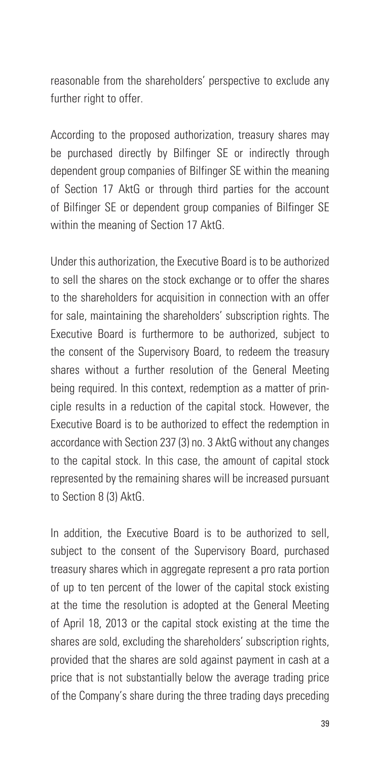reasonable from the shareholders' perspective to exclude any further right to offer.

According to the proposed authorization, treasury shares may be purchased directly by Bilfinger SE or indirectly through dependent group companies of Bilfinger SE within the meaning of Section 17 AktG or through third parties for the account of Bilfinger SE or dependent group companies of Bilfinger SE within the meaning of Section 17 AktG.

Under this authorization, the Executive Board is to be authorized to sell the shares on the stock exchange or to offer the shares to the shareholders for acquisition in connection with an offer for sale, maintaining the shareholders' subscription rights. The Executive Board is furthermore to be authorized, subject to the consent of the Supervisory Board, to redeem the treasury shares without a further resolution of the General Meeting being required. In this context, redemption as a matter of principle results in a reduction of the capital stock. However, the Executive Board is to be authorized to effect the redemption in accordance with Section 237 (3) no. 3 AktG without any changes to the capital stock. In this case, the amount of capital stock represented by the remaining shares will be increased pursuant to Section 8 (3) AktG.

In addition, the Executive Board is to be authorized to sell, subject to the consent of the Supervisory Board, purchased treasury shares which in aggregate represent a pro rata portion of up to ten percent of the lower of the capital stock existing at the time the resolution is adopted at the General Meeting of April 18, 2013 or the capital stock existing at the time the shares are sold, excluding the shareholders' subscription rights, provided that the shares are sold against payment in cash at a price that is not substantially below the average trading price of the Company's share during the three trading days preceding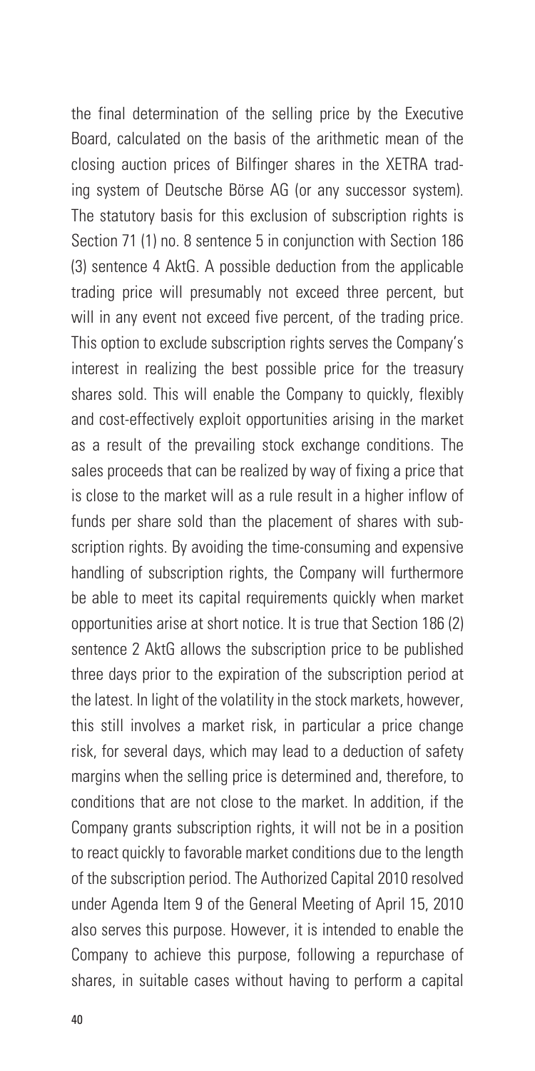the final determination of the selling price by the Executive Board, calculated on the basis of the arithmetic mean of the closing auction prices of Bilfinger shares in the XETRA trading system of Deutsche Börse AG (or any successor system). The statutory basis for this exclusion of subscription rights is Section 71 (1) no. 8 sentence 5 in conjunction with Section 186 (3) sentence 4 AktG. A possible deduction from the applicable trading price will presumably not exceed three percent, but will in any event not exceed five percent, of the trading price. This option to exclude subscription rights serves the Company's interest in realizing the best possible price for the treasury shares sold. This will enable the Company to quickly, flexibly and cost-effectively exploit opportunities arising in the market as a result of the prevailing stock exchange conditions. The sales proceeds that can be realized by way of fixing a price that is close to the market will as a rule result in a higher inflow of funds per share sold than the placement of shares with subscription rights. By avoiding the time-consuming and expensive handling of subscription rights, the Company will furthermore be able to meet its capital requirements quickly when market opportunities arise at short notice. It is true that Section 186 (2) sentence 2 AktG allows the subscription price to be published three days prior to the expiration of the subscription period at the latest. In light of the volatility in the stock markets, however, this still involves a market risk, in particular a price change risk, for several days, which may lead to a deduction of safety margins when the selling price is determined and, therefore, to conditions that are not close to the market. In addition, if the Company grants subscription rights, it will not be in a position to react quickly to favorable market conditions due to the length of the subscription period. The Authorized Capital 2010 resolved under Agenda Item 9 of the General Meeting of April 15, 2010 also serves this purpose. However, it is intended to enable the Company to achieve this purpose, following a repurchase of shares, in suitable cases without having to perform a capital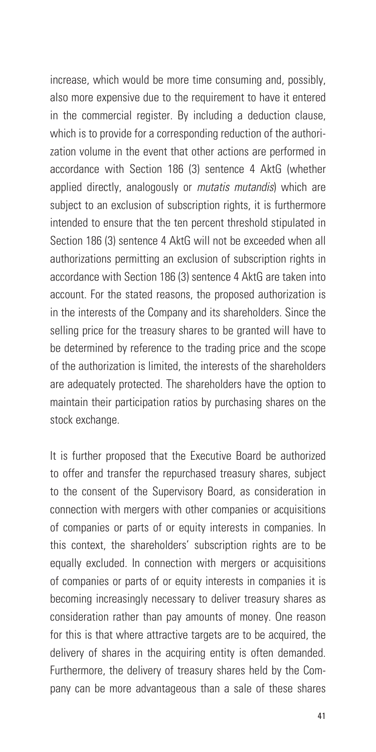increase, which would be more time consuming and, possibly, also more expensive due to the requirement to have it entered in the commercial register. By including a deduction clause, which is to provide for a corresponding reduction of the authorization volume in the event that other actions are performed in accordance with Section 186 (3) sentence 4 AktG (whether applied directly, analogously or *mutatis mutandis*) which are subject to an exclusion of subscription rights, it is furthermore intended to ensure that the ten percent threshold stipulated in Section 186 (3) sentence 4 AktG will not be exceeded when all authorizations permitting an exclusion of subscription rights in accordance with Section 186 (3) sentence 4 AktG are taken into account. For the stated reasons, the proposed authorization is in the interests of the Company and its shareholders. Since the selling price for the treasury shares to be granted will have to be determined by reference to the trading price and the scope of the authorization is limited, the interests of the shareholders are adequately protected. The shareholders have the option to maintain their participation ratios by purchasing shares on the stock exchange.

It is further proposed that the Executive Board be authorized to offer and transfer the repurchased treasury shares, subject to the consent of the Supervisory Board, as consideration in connection with mergers with other companies or acquisitions of companies or parts of or equity interests in companies. In this context, the shareholders' subscription rights are to be equally excluded. In connection with mergers or acquisitions of companies or parts of or equity interests in companies it is becoming increasingly necessary to deliver treasury shares as consideration rather than pay amounts of money. One reason for this is that where attractive targets are to be acquired, the delivery of shares in the acquiring entity is often demanded. Furthermore, the delivery of treasury shares held by the Company can be more advantageous than a sale of these shares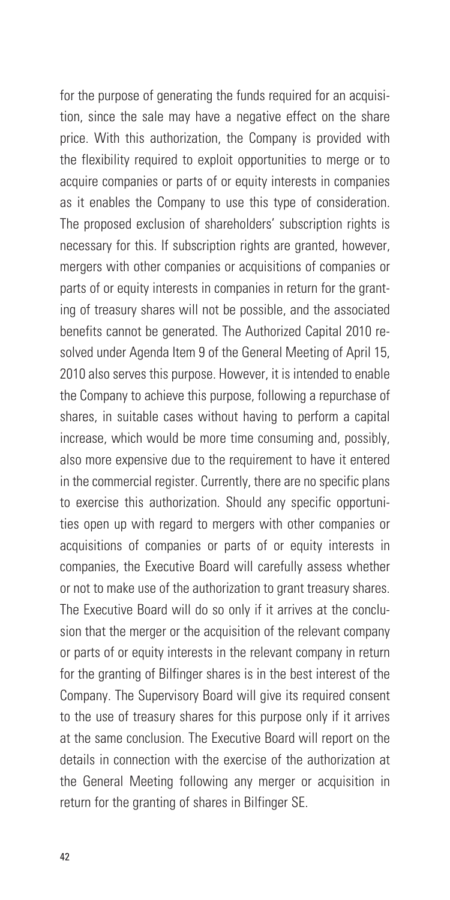for the purpose of generating the funds required for an acquisition, since the sale may have a negative effect on the share price. With this authorization, the Company is provided with the flexibility required to exploit opportunities to merge or to acquire companies or parts of or equity interests in companies as it enables the Company to use this type of consideration. The proposed exclusion of shareholders' subscription rights is necessary for this. If subscription rights are granted, however, mergers with other companies or acquisitions of companies or parts of or equity interests in companies in return for the granting of treasury shares will not be possible, and the associated benefits cannot be generated. The Authorized Capital 2010 resolved under Agenda Item 9 of the General Meeting of April 15, 2010 also serves this purpose. However, it is intended to enable the Company to achieve this purpose, following a repurchase of shares, in suitable cases without having to perform a capital increase, which would be more time consuming and, possibly, also more expensive due to the requirement to have it entered in the commercial register. Currently, there are no specific plans to exercise this authorization. Should any specific opportunities open up with regard to mergers with other companies or acquisitions of companies or parts of or equity interests in companies, the Executive Board will carefully assess whether or not to make use of the authorization to grant treasury shares. The Executive Board will do so only if it arrives at the conclusion that the merger or the acquisition of the relevant company or parts of or equity interests in the relevant company in return for the granting of Bilfinger shares is in the best interest of the Company. The Supervisory Board will give its required consent to the use of treasury shares for this purpose only if it arrives at the same conclusion. The Executive Board will report on the details in connection with the exercise of the authorization at the General Meeting following any merger or acquisition in return for the granting of shares in Bilfinger SE.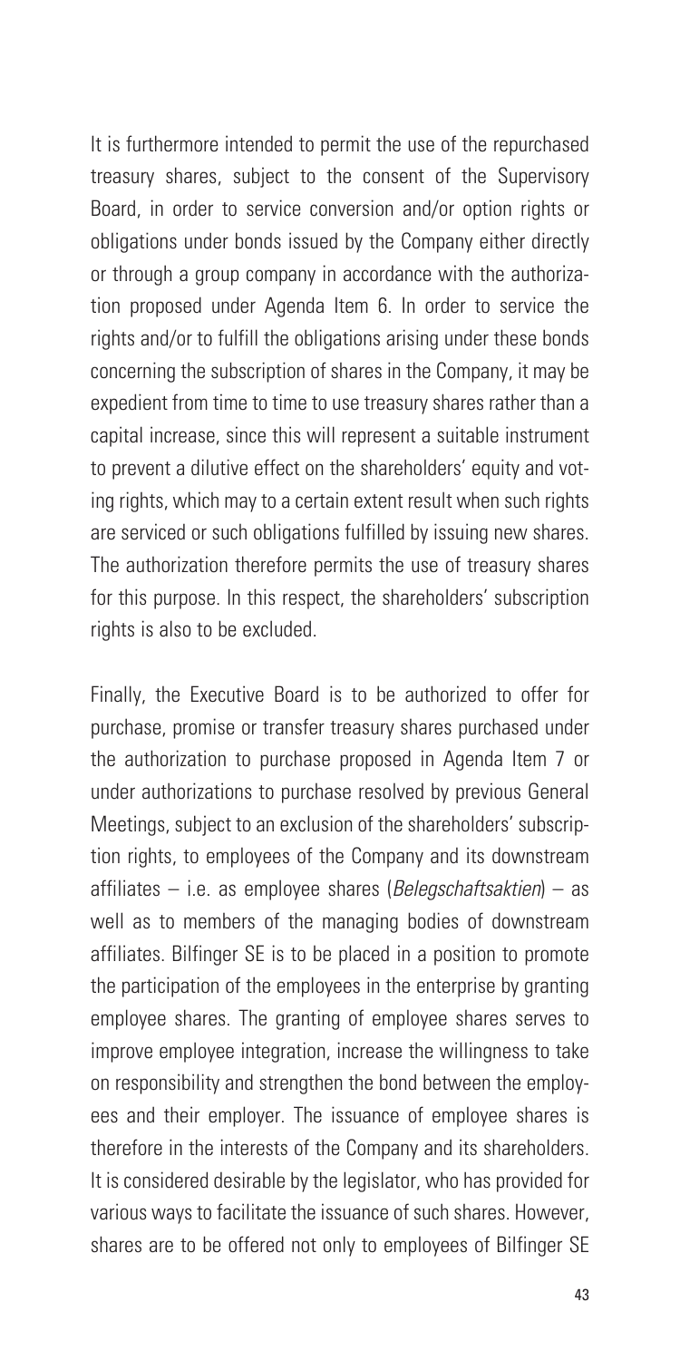It is furthermore intended to permit the use of the repurchased treasury shares, subject to the consent of the Supervisory Board, in order to service conversion and/or option rights or obligations under bonds issued by the Company either directly or through a group company in accordance with the authorization proposed under Agenda Item 6. In order to service the rights and/or to fulfill the obligations arising under these bonds concerning the subscription of shares in the Company, it may be expedient from time to time to use treasury shares rather than a capital increase, since this will represent a suitable instrument to prevent a dilutive effect on the shareholders' equity and voting rights, which may to a certain extent result when such rights are serviced or such obligations fulfilled by issuing new shares. The authorization therefore permits the use of treasury shares for this purpose. In this respect, the shareholders' subscription rights is also to be excluded.

Finally, the Executive Board is to be authorized to offer for purchase, promise or transfer treasury shares purchased under the authorization to purchase proposed in Agenda Item 7 or under authorizations to purchase resolved by previous General Meetings, subject to an exclusion of the shareholders' subscription rights, to employees of the Company and its downstream affiliates – i.e. as employee shares (*Belegschaftsaktien*) – as well as to members of the managing bodies of downstream affiliates. Bilfinger SE is to be placed in a position to promote the participation of the employees in the enterprise by granting employee shares. The granting of employee shares serves to improve employee integration, increase the willingness to take on responsibility and strengthen the bond between the employees and their employer. The issuance of employee shares is therefore in the interests of the Company and its shareholders. It is considered desirable by the legislator, who has provided for various ways to facilitate the issuance of such shares. However, shares are to be offered not only to employees of Bilfinger SE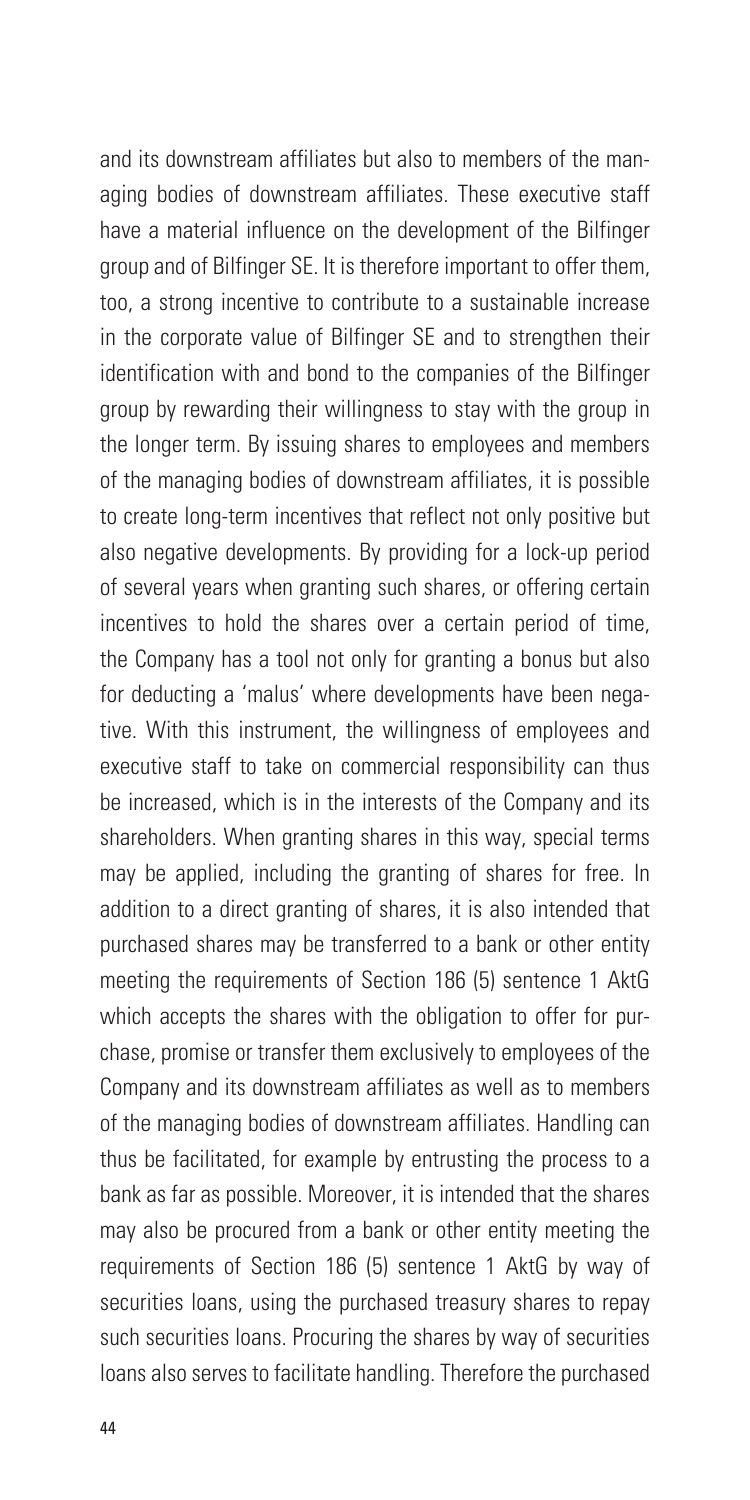and its downstream affiliates but also to members of the managing bodies of downstream affiliates. These executive staff have a material influence on the development of the Bilfinger group and of Bilfinger SE. It is therefore important to offer them, too, a strong incentive to contribute to a sustainable increase in the corporate value of Bilfinger SE and to strengthen their identification with and bond to the companies of the Bilfinger group by rewarding their willingness to stay with the group in the longer term. By issuing shares to employees and members of the managing bodies of downstream affiliates, it is possible to create long-term incentives that reflect not only positive but also negative developments. By providing for a lock-up period of several years when granting such shares, or offering certain incentives to hold the shares over a certain period of time, the Company has a tool not only for granting a bonus but also for deducting a 'malus' where developments have been negative. With this instrument, the willingness of employees and executive staff to take on commercial responsibility can thus be increased, which is in the interests of the Company and its shareholders. When granting shares in this way, special terms may be applied, including the granting of shares for free. In addition to a direct granting of shares, it is also intended that purchased shares may be transferred to a bank or other entity meeting the requirements of Section 186 (5) sentence 1 AktG which accepts the shares with the obligation to offer for purchase, promise or transfer them exclusively to employees of the Company and its downstream affiliates as well as to members of the managing bodies of downstream affiliates. Handling can thus be facilitated, for example by entrusting the process to a bank as far as possible. Moreover, it is intended that the shares may also be procured from a bank or other entity meeting the requirements of Section 186 (5) sentence 1 AktG by way of securities loans, using the purchased treasury shares to repay such securities loans. Procuring the shares by way of securities loans also serves to facilitate handling. Therefore the purchased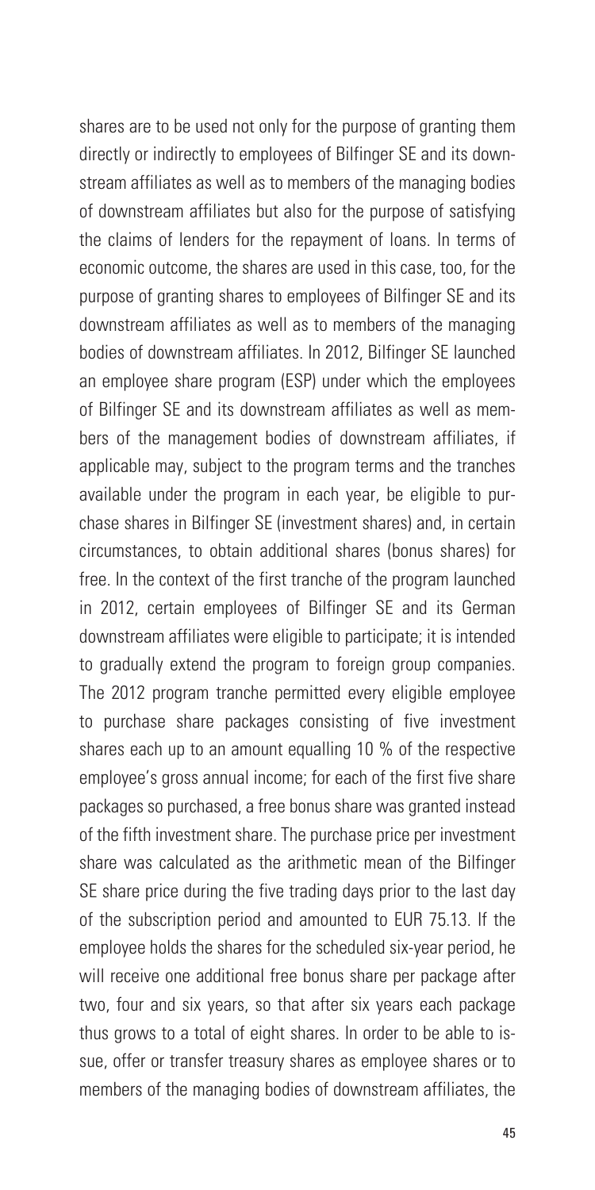shares are to be used not only for the purpose of granting them directly or indirectly to employees of Bilfinger SE and its downstream affiliates as well as to members of the managing bodies of downstream affiliates but also for the purpose of satisfying the claims of lenders for the repayment of loans. In terms of economic outcome, the shares are used in this case, too, for the purpose of granting shares to employees of Bilfinger SE and its downstream affiliates as well as to members of the managing bodies of downstream affiliates. In 2012, Bilfinger SE launched an employee share program (ESP) under which the employees of Bilfinger SE and its downstream affiliates as well as members of the management bodies of downstream affiliates, if applicable may, subject to the program terms and the tranches available under the program in each year, be eligible to purchase shares in Bilfinger SE (investment shares) and, in certain circumstances, to obtain additional shares (bonus shares) for free. In the context of the first tranche of the program launched in 2012, certain employees of Bilfinger SE and its German downstream affiliates were eligible to participate; it is intended to gradually extend the program to foreign group companies. The 2012 program tranche permitted every eligible employee to purchase share packages consisting of five investment shares each up to an amount equalling 10 % of the respective employee's gross annual income; for each of the first five share packages so purchased, a free bonus share was granted instead of the fifth investment share. The purchase price per investment share was calculated as the arithmetic mean of the Bilfinger SE share price during the five trading days prior to the last day of the subscription period and amounted to EUR 75.13. If the employee holds the shares for the scheduled six-year period, he will receive one additional free bonus share per package after two, four and six years, so that after six years each package thus grows to a total of eight shares. In order to be able to issue, offer or transfer treasury shares as employee shares or to members of the managing bodies of downstream affiliates, the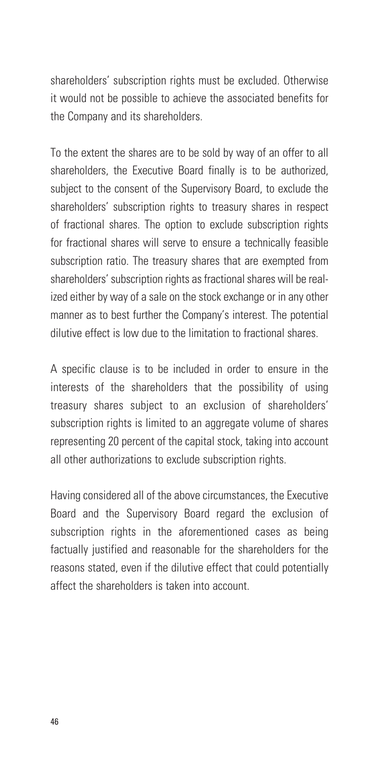shareholders' subscription rights must be excluded. Otherwise it would not be possible to achieve the associated benefits for the Company and its shareholders.

To the extent the shares are to be sold by way of an offer to all shareholders, the Executive Board finally is to be authorized, subject to the consent of the Supervisory Board, to exclude the shareholders' subscription rights to treasury shares in respect of fractional shares. The option to exclude subscription rights for fractional shares will serve to ensure a technically feasible subscription ratio. The treasury shares that are exempted from shareholders' subscription rights as fractional shares will be realized either by way of a sale on the stock exchange or in any other manner as to best further the Company's interest. The potential dilutive effect is low due to the limitation to fractional shares.

A specific clause is to be included in order to ensure in the interests of the shareholders that the possibility of using treasury shares subject to an exclusion of shareholders' subscription rights is limited to an aggregate volume of shares representing 20 percent of the capital stock, taking into account all other authorizations to exclude subscription rights.

Having considered all of the above circumstances, the Executive Board and the Supervisory Board regard the exclusion of subscription rights in the aforementioned cases as being factually justified and reasonable for the shareholders for the reasons stated, even if the dilutive effect that could potentially affect the shareholders is taken into account.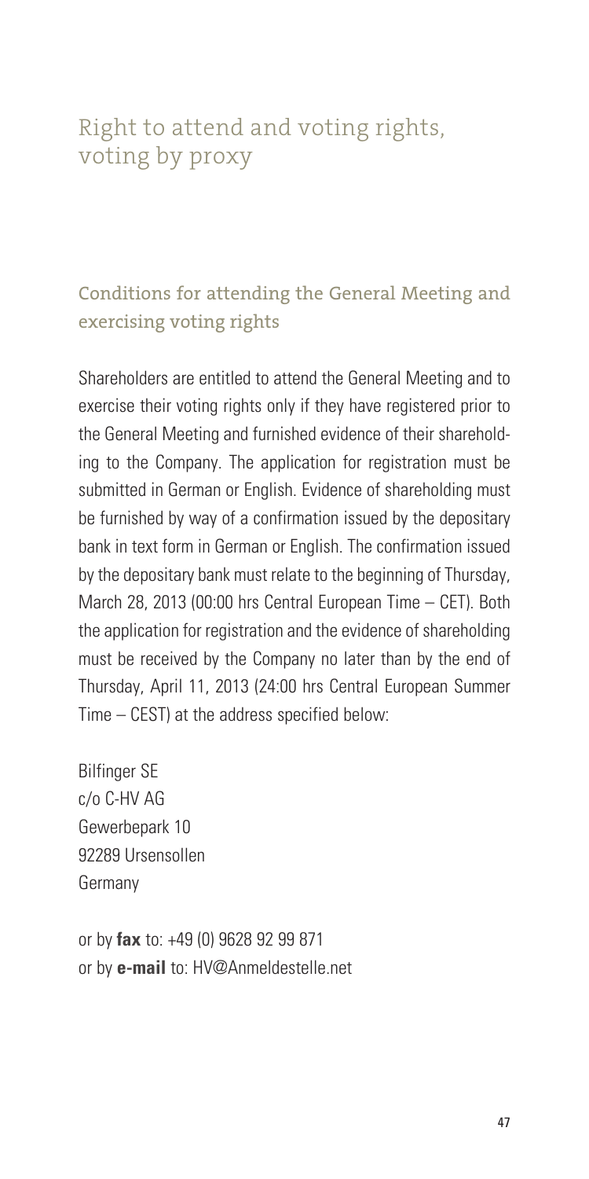# Right to attend and voting rights, voting by proxy

## Conditions for attending the General Meeting and exercising voting rights

Shareholders are entitled to attend the General Meeting and to exercise their voting rights only if they have registered prior to the General Meeting and furnished evidence of their shareholding to the Company. The application for registration must be submitted in German or English. Evidence of shareholding must be furnished by way of a confirmation issued by the depositary bank in text form in German or English. The confirmation issued by the depositary bank must relate to the beginning of Thursday, March 28, 2013 (00:00 hrs Central European Time – CET). Both the application for registration and the evidence of shareholding must be received by the Company no later than by the end of Thursday, April 11, 2013 (24:00 hrs Central European Summer Time – CEST) at the address specified below:

Bilfinger SE
c/o C-HV AG
Gewerbepark 10
92289 Ursensollen
Germany

or by **fax** to: +49 (0) 9628 92 99 871
or by **e-mail** to: HV@Anmeldestelle.net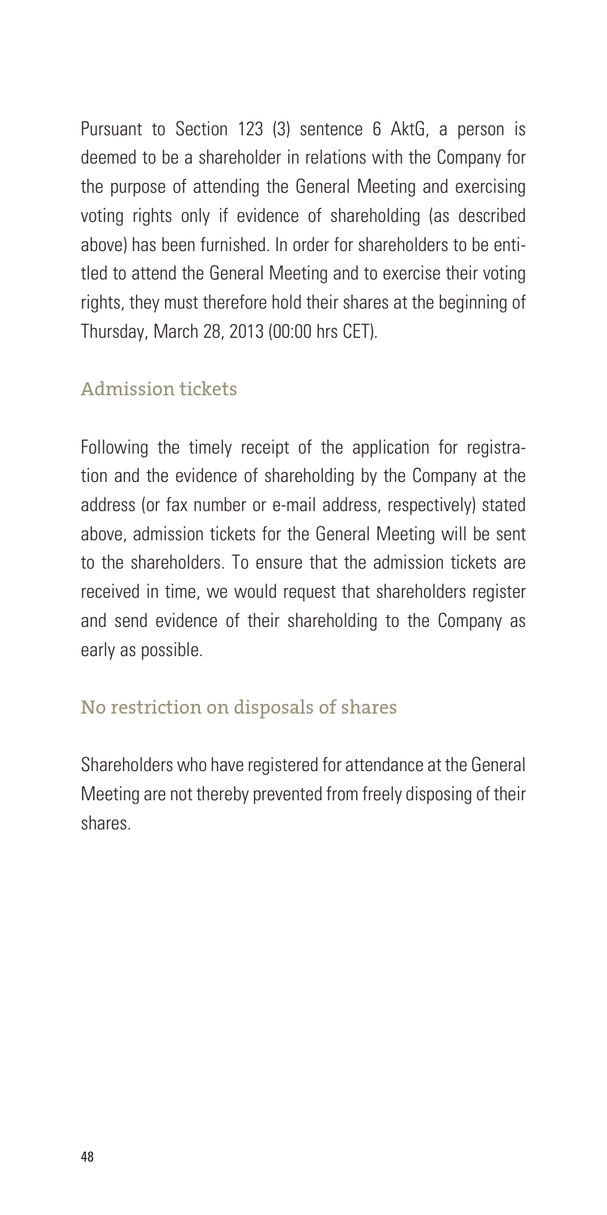Pursuant to Section 123 (3) sentence 6 AktG, a person is deemed to be a shareholder in relations with the Company for the purpose of attending the General Meeting and exercising voting rights only if evidence of shareholding (as described above) has been furnished. In order for shareholders to be entitled to attend the General Meeting and to exercise their voting rights, they must therefore hold their shares at the beginning of Thursday, March 28, 2013 (00:00 hrs CET).

## Admission tickets

Following the timely receipt of the application for registration and the evidence of shareholding by the Company at the address (or fax number or e-mail address, respectively) stated above, admission tickets for the General Meeting will be sent to the shareholders. To ensure that the admission tickets are received in time, we would request that shareholders register and send evidence of their shareholding to the Company as early as possible.

## No restriction on disposals of shares

Shareholders who have registered for attendance at the General Meeting are not thereby prevented from freely disposing of their shares.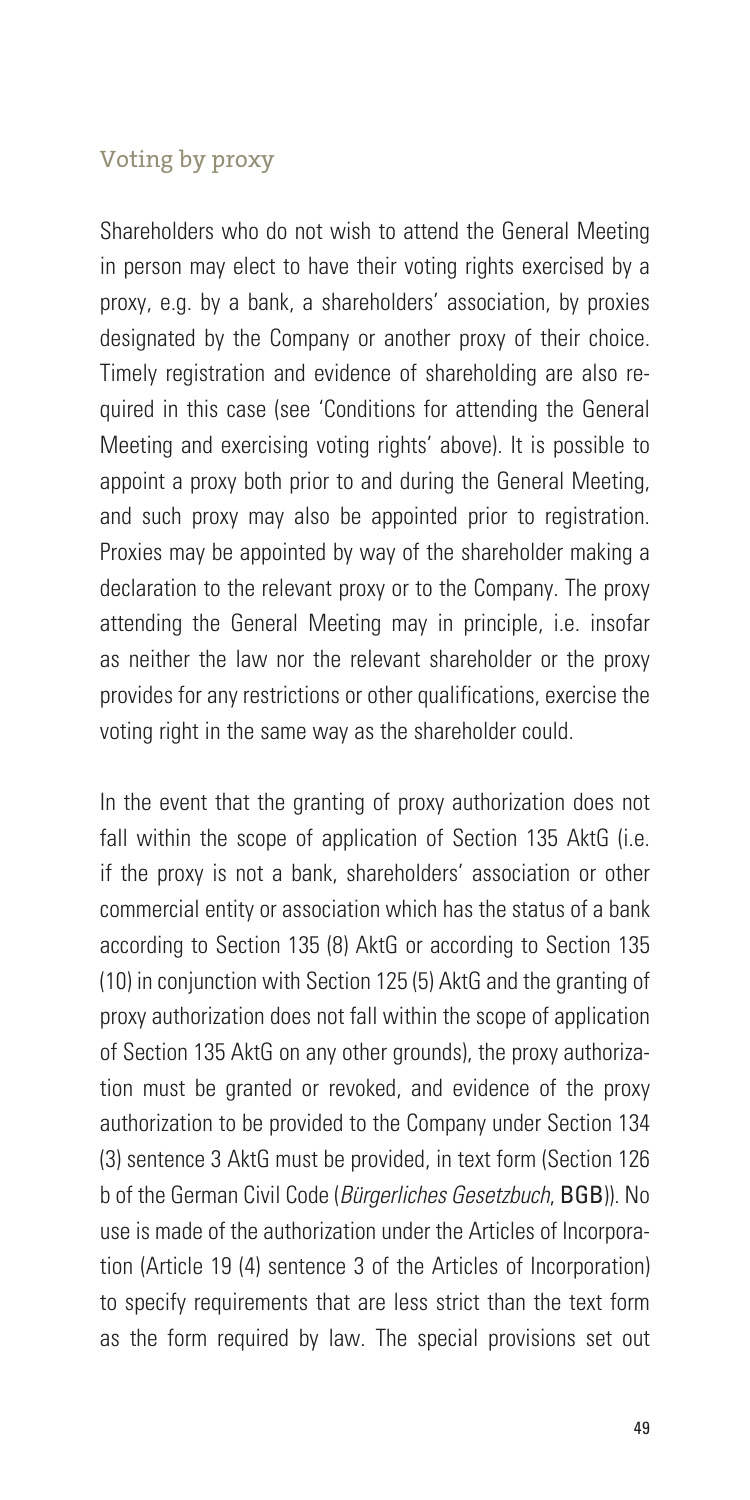## Voting by proxy

Shareholders who do not wish to attend the General Meeting in person may elect to have their voting rights exercised by a proxy, e.g. by a bank, a shareholders' association, by proxies designated by the Company or another proxy of their choice. Timely registration and evidence of shareholding are also required in this case (see 'Conditions for attending the General Meeting and exercising voting rights' above). It is possible to appoint a proxy both prior to and during the General Meeting, and such proxy may also be appointed prior to registration. Proxies may be appointed by way of the shareholder making a declaration to the relevant proxy or to the Company. The proxy attending the General Meeting may in principle, i.e. insofar as neither the law nor the relevant shareholder or the proxy provides for any restrictions or other qualifications, exercise the voting right in the same way as the shareholder could.

In the event that the granting of proxy authorization does not fall within the scope of application of Section 135 AktG (i.e. if the proxy is not a bank, shareholders' association or other commercial entity or association which has the status of a bank according to Section 135 (8) AktG or according to Section 135 (10) in conjunction with Section 125 (5) AktG and the granting of proxy authorization does not fall within the scope of application of Section 135 AktG on any other grounds), the proxy authorization must be granted or revoked, and evidence of the proxy authorization to be provided to the Company under Section 134 (3) sentence 3 AktG must be provided, in text form (Section 126 b of the German Civil Code (*Bürgerliches Gesetzbuch*, **BGB**)). No use is made of the authorization under the Articles of Incorporation (Article 19 (4) sentence 3 of the Articles of Incorporation) to specify requirements that are less strict than the text form as the form required by law. The special provisions set out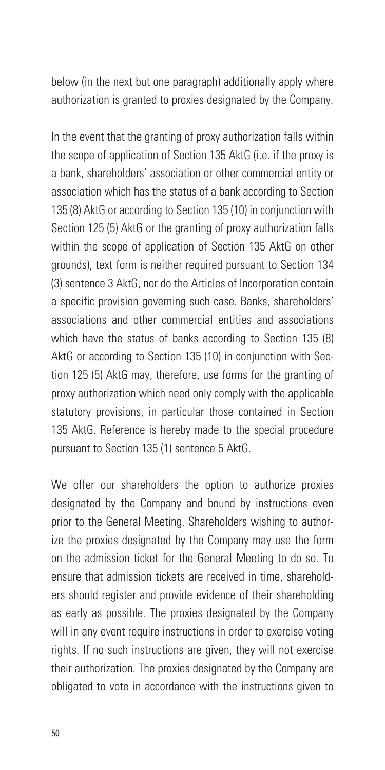below (in the next but one paragraph) additionally apply where authorization is granted to proxies designated by the Company.

In the event that the granting of proxy authorization falls within the scope of application of Section 135 AktG (i.e. if the proxy is a bank, shareholders' association or other commercial entity or association which has the status of a bank according to Section 135 (8) AktG or according to Section 135 (10) in conjunction with Section 125 (5) AktG or the granting of proxy authorization falls within the scope of application of Section 135 AktG on other grounds), text form is neither required pursuant to Section 134 (3) sentence 3 AktG, nor do the Articles of Incorporation contain a specific provision governing such case. Banks, shareholders' associations and other commercial entities and associations which have the status of banks according to Section 135 (8) AktG or according to Section 135 (10) in conjunction with Section 125 (5) AktG may, therefore, use forms for the granting of proxy authorization which need only comply with the applicable statutory provisions, in particular those contained in Section 135 AktG. Reference is hereby made to the special procedure pursuant to Section 135 (1) sentence 5 AktG.

We offer our shareholders the option to authorize proxies designated by the Company and bound by instructions even prior to the General Meeting. Shareholders wishing to authorize the proxies designated by the Company may use the form on the admission ticket for the General Meeting to do so. To ensure that admission tickets are received in time, shareholders should register and provide evidence of their shareholding as early as possible. The proxies designated by the Company will in any event require instructions in order to exercise voting rights. If no such instructions are given, they will not exercise their authorization. The proxies designated by the Company are obligated to vote in accordance with the instructions given to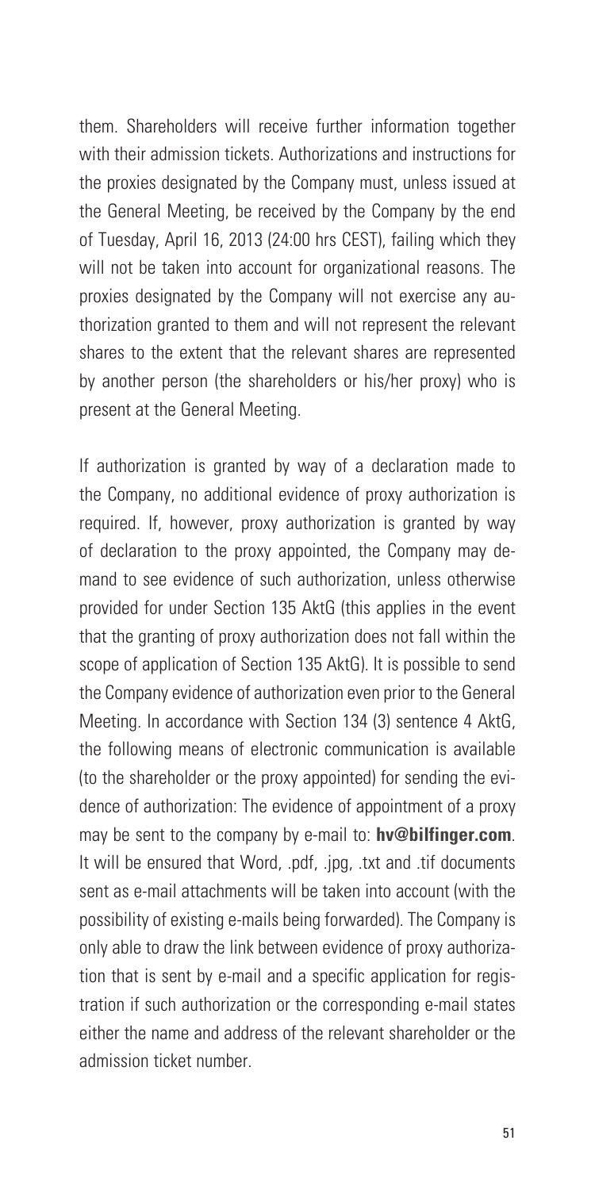them. Shareholders will receive further information together with their admission tickets. Authorizations and instructions for the proxies designated by the Company must, unless issued at the General Meeting, be received by the Company by the end of Tuesday, April 16, 2013 (24:00 hrs CEST), failing which they will not be taken into account for organizational reasons. The proxies designated by the Company will not exercise any authorization granted to them and will not represent the relevant shares to the extent that the relevant shares are represented by another person (the shareholders or his/her proxy) who is present at the General Meeting.

If authorization is granted by way of a declaration made to the Company, no additional evidence of proxy authorization is required. If, however, proxy authorization is granted by way of declaration to the proxy appointed, the Company may demand to see evidence of such authorization, unless otherwise provided for under Section 135 AktG (this applies in the event that the granting of proxy authorization does not fall within the scope of application of Section 135 AktG). It is possible to send the Company evidence of authorization even prior to the General Meeting. In accordance with Section 134 (3) sentence 4 AktG, the following means of electronic communication is available (to the shareholder or the proxy appointed) for sending the evidence of authorization: The evidence of appointment of a proxy may be sent to the company by e-mail to: **hv@bilfinger.com**. It will be ensured that Word, .pdf, .jpg, .txt and .tif documents sent as e-mail attachments will be taken into account (with the possibility of existing e-mails being forwarded). The Company is only able to draw the link between evidence of proxy authorization that is sent by e-mail and a specific application for registration if such authorization or the corresponding e-mail states either the name and address of the relevant shareholder or the admission ticket number.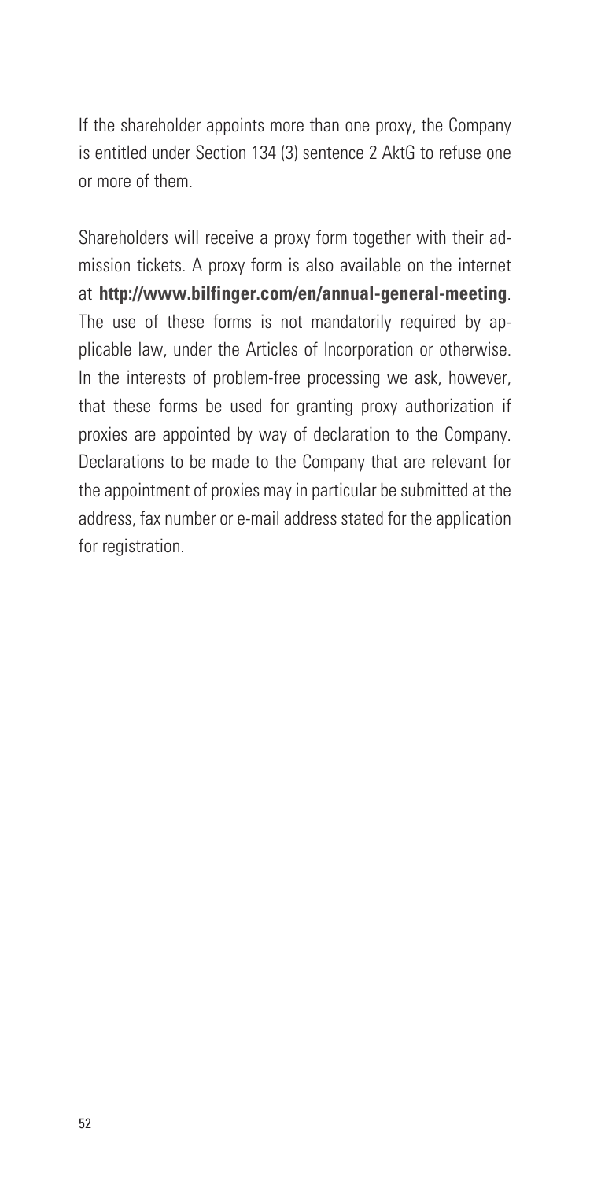If the shareholder appoints more than one proxy, the Company is entitled under Section 134 (3) sentence 2 AktG to refuse one or more of them.

Shareholders will receive a proxy form together with their admission tickets. A proxy form is also available on the internet at **http://www.bilfinger.com/en/annual-general-meeting**. The use of these forms is not mandatorily required by applicable law, under the Articles of Incorporation or otherwise. In the interests of problem-free processing we ask, however, that these forms be used for granting proxy authorization if proxies are appointed by way of declaration to the Company. Declarations to be made to the Company that are relevant for the appointment of proxies may in particular be submitted at the address, fax number or e-mail address stated for the application for registration.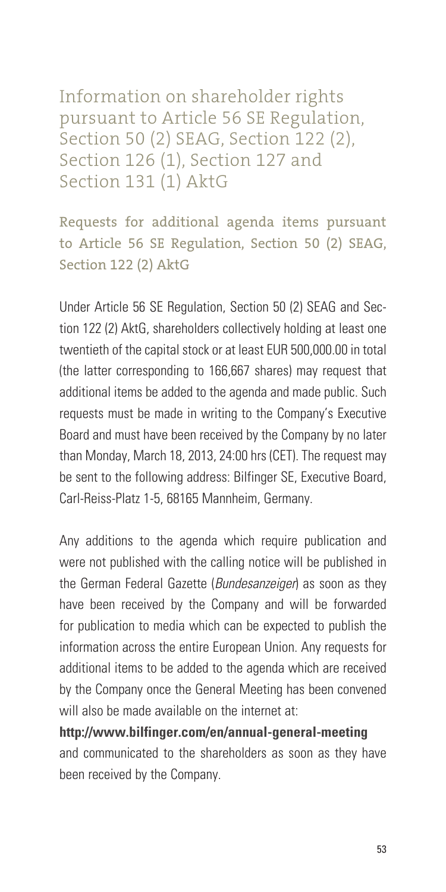# Information on shareholder rights pursuant to Article 56 SE Regulation, Section 50 (2) SEAG, Section 122 (2), Section 126 (1), Section 127 and Section 131 (1) AktG

## Requests for additional agenda items pursuant to Article 56 SE Regulation, Section 50 (2) SEAG, Section 122 (2) AktG

Under Article 56 SE Regulation, Section 50 (2) SEAG and Section 122 (2) AktG, shareholders collectively holding at least one twentieth of the capital stock or at least EUR 500,000.00 in total (the latter corresponding to 166,667 shares) may request that additional items be added to the agenda and made public. Such requests must be made in writing to the Company's Executive Board and must have been received by the Company by no later than Monday, March 18, 2013, 24:00 hrs (CET). The request may be sent to the following address: Bilfinger SE, Executive Board, Carl-Reiss-Platz 1-5, 68165 Mannheim, Germany.

Any additions to the agenda which require publication and were not published with the calling notice will be published in the German Federal Gazette (*Bundesanzeiger*) as soon as they have been received by the Company and will be forwarded for publication to media which can be expected to publish the information across the entire European Union. Any requests for additional items to be added to the agenda which are received by the Company once the General Meeting has been convened will also be made available on the internet at:

**http://www.bilfinger.com/en/annual-general-meeting**
and communicated to the shareholders as soon as they have been received by the Company.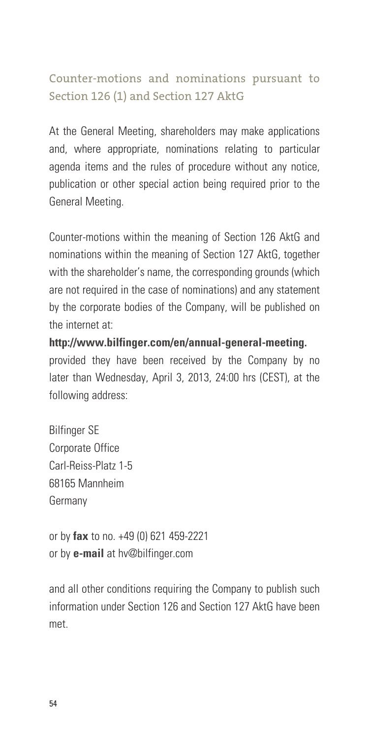## Counter-motions and nominations pursuant to Section 126 (1) and Section 127 AktG

At the General Meeting, shareholders may make applications and, where appropriate, nominations relating to particular agenda items and the rules of procedure without any notice, publication or other special action being required prior to the General Meeting.

Counter-motions within the meaning of Section 126 AktG and nominations within the meaning of Section 127 AktG, together with the shareholder's name, the corresponding grounds (which are not required in the case of nominations) and any statement by the corporate bodies of the Company, will be published on the internet at:

**http://www.bilfinger.com/en/annual-general-meeting.**
provided they have been received by the Company by no later than Wednesday, April 3, 2013, 24:00 hrs (CEST), at the following address:

Bilfinger SE
Corporate Office
Carl-Reiss-Platz 1-5
68165 Mannheim
Germany

or by **fax** to no. +49 (0) 621 459-2221
or by **e-mail** at hv@bilfinger.com

and all other conditions requiring the Company to publish such information under Section 126 and Section 127 AktG have been met.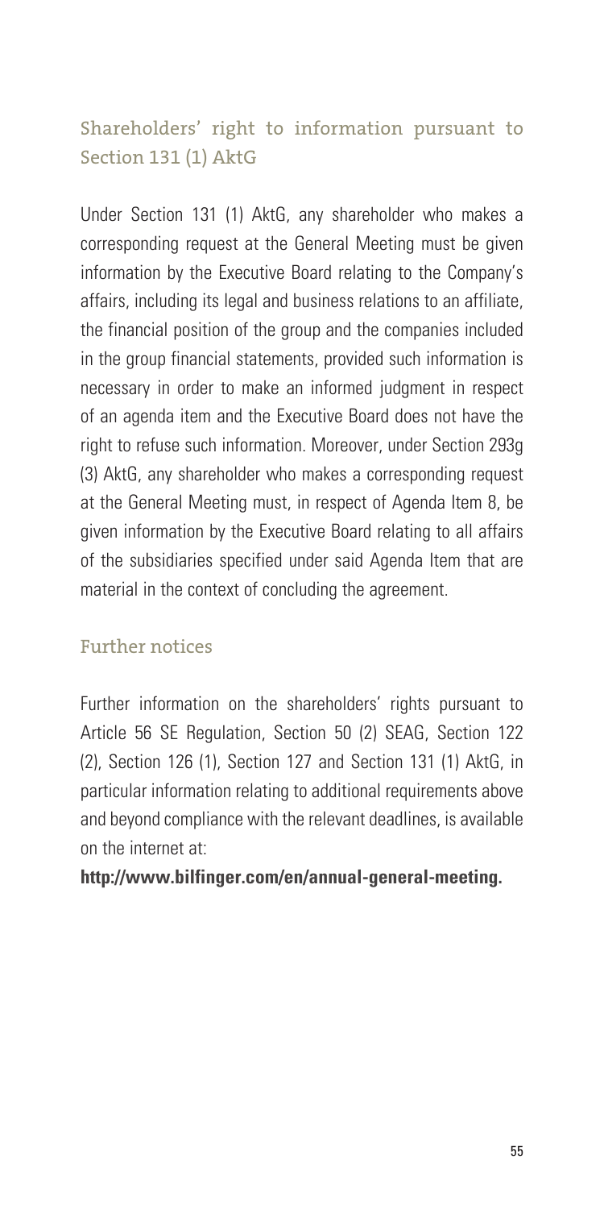## Shareholders' right to information pursuant to Section 131 (1) AktG

Under Section 131 (1) AktG, any shareholder who makes a corresponding request at the General Meeting must be given information by the Executive Board relating to the Company's affairs, including its legal and business relations to an affiliate, the financial position of the group and the companies included in the group financial statements, provided such information is necessary in order to make an informed judgment in respect of an agenda item and the Executive Board does not have the right to refuse such information. Moreover, under Section 293g (3) AktG, any shareholder who makes a corresponding request at the General Meeting must, in respect of Agenda Item 8, be given information by the Executive Board relating to all affairs of the subsidiaries specified under said Agenda Item that are material in the context of concluding the agreement.

## Further notices

Further information on the shareholders' rights pursuant to Article 56 SE Regulation, Section 50 (2) SEAG, Section 122 (2), Section 126 (1), Section 127 and Section 131 (1) AktG, in particular information relating to additional requirements above and beyond compliance with the relevant deadlines, is available on the internet at:

**http://www.bilfinger.com/en/annual-general-meeting.**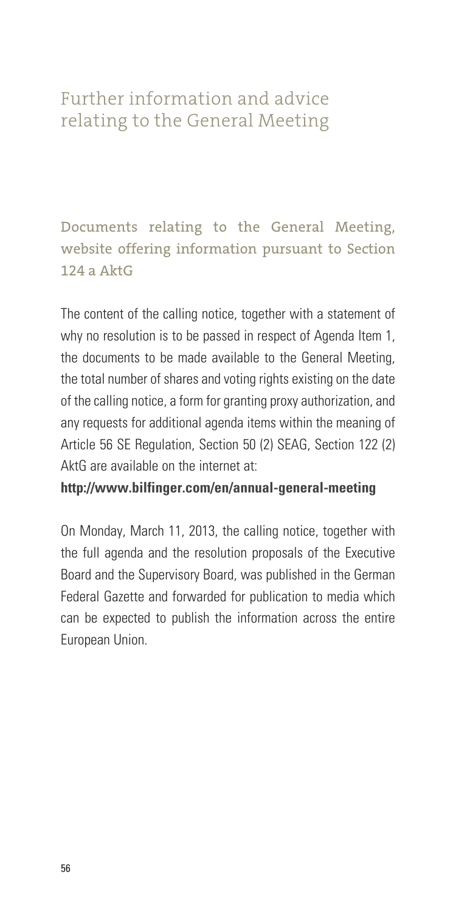# Further information and advice relating to the General Meeting

## Documents relating to the General Meeting, website offering information pursuant to Section 124 a AktG

The content of the calling notice, together with a statement of why no resolution is to be passed in respect of Agenda Item 1, the documents to be made available to the General Meeting, the total number of shares and voting rights existing on the date of the calling notice, a form for granting proxy authorization, and any requests for additional agenda items within the meaning of Article 56 SE Regulation, Section 50 (2) SEAG, Section 122 (2) AktG are available on the internet at:

**http://www.bilfinger.com/en/annual-general-meeting**

On Monday, March 11, 2013, the calling notice, together with the full agenda and the resolution proposals of the Executive Board and the Supervisory Board, was published in the German Federal Gazette and forwarded for publication to media which can be expected to publish the information across the entire European Union.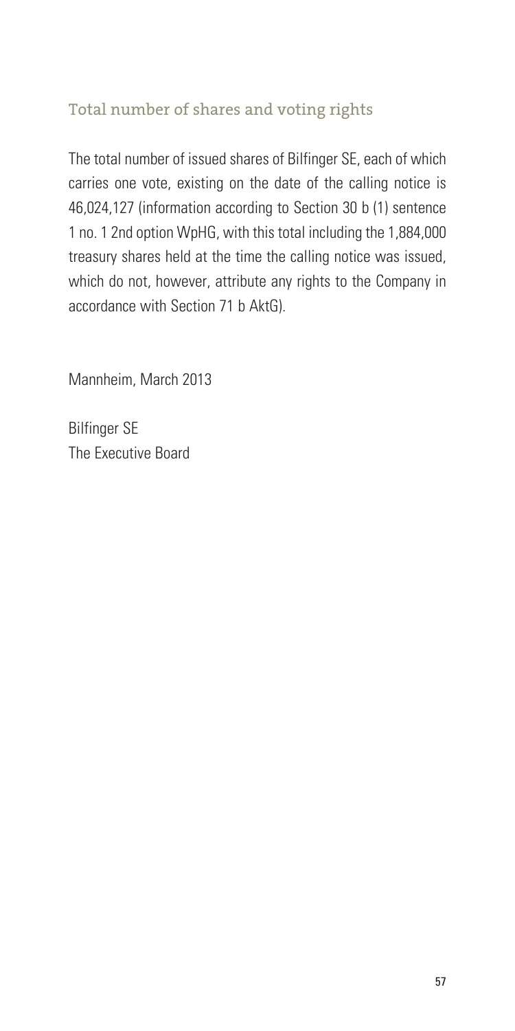## Total number of shares and voting rights

The total number of issued shares of Bilfinger SE, each of which carries one vote, existing on the date of the calling notice is 46,024,127 (information according to Section 30 b (1) sentence 1 no. 1 2nd option WpHG, with this total including the 1,884,000 treasury shares held at the time the calling notice was issued, which do not, however, attribute any rights to the Company in accordance with Section 71 b AktG).

Mannheim, March 2013

Bilfinger SE
The Executive Board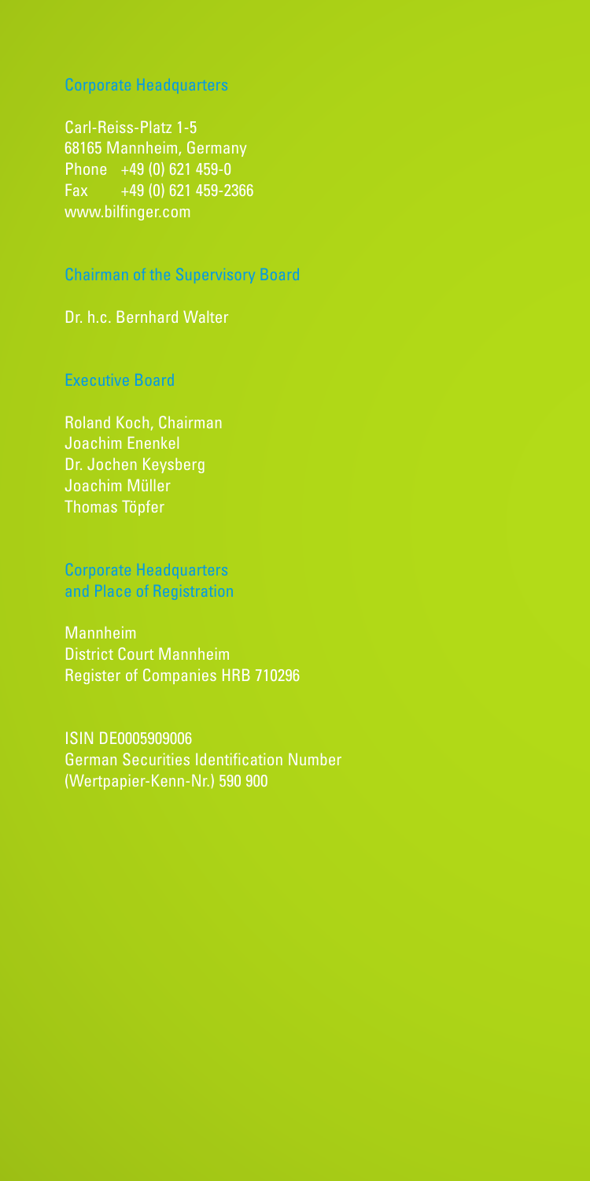## Corporate Headquarters

Carl-Reiss-Platz 1-5
68165 Mannheim, Germany
Phone +49 (0) 621 459-0
Fax +49 (0) 621 459-2366
www.bilfinger.com

## Chairman of the Supervisory Board

Dr. h.c. Bernhard Walter

## Executive Board

Roland Koch, Chairman
Joachim Enenkel
Dr. Jochen Keysberg
Joachim Müller
Thomas Töpfer

## Corporate Headquarters and Place of Registration

Mannheim
District Court Mannheim
Register of Companies HRB 710296

ISIN DE0005909006
German Securities Identification Number (Wertpapier-Kenn-Nr.) 590 900